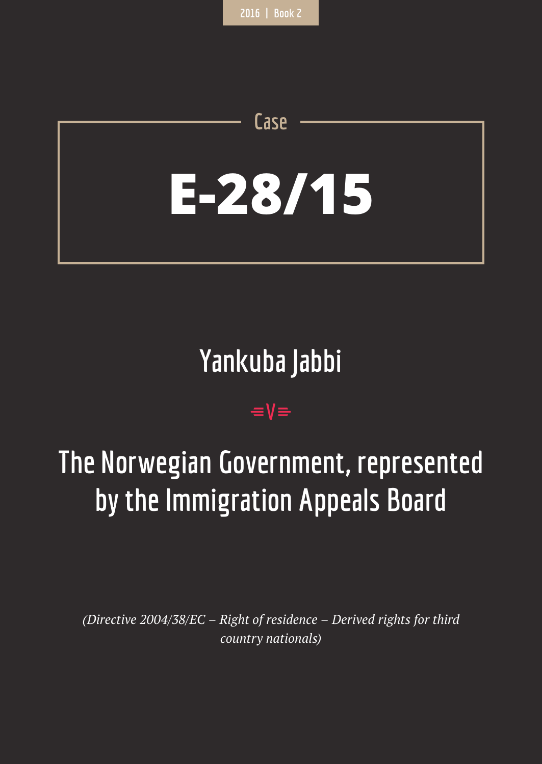2016 | Book 2

Case

# E-28/15

## Yankuba Jabbi

v

## The Norwegian Government, represented by the Immigration Appeals Board

*(Directive 2004/38/EC – Right of residence – Derived rights for third country nationals)*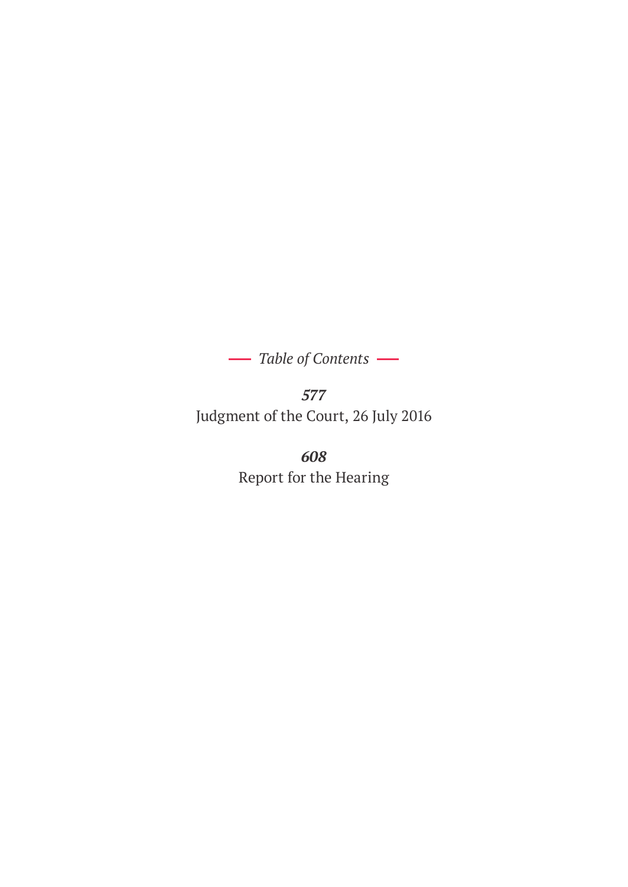*Table of Contents*

***577***
Judgment of the Court, 26 July 2016

***608***
Report for the Hearing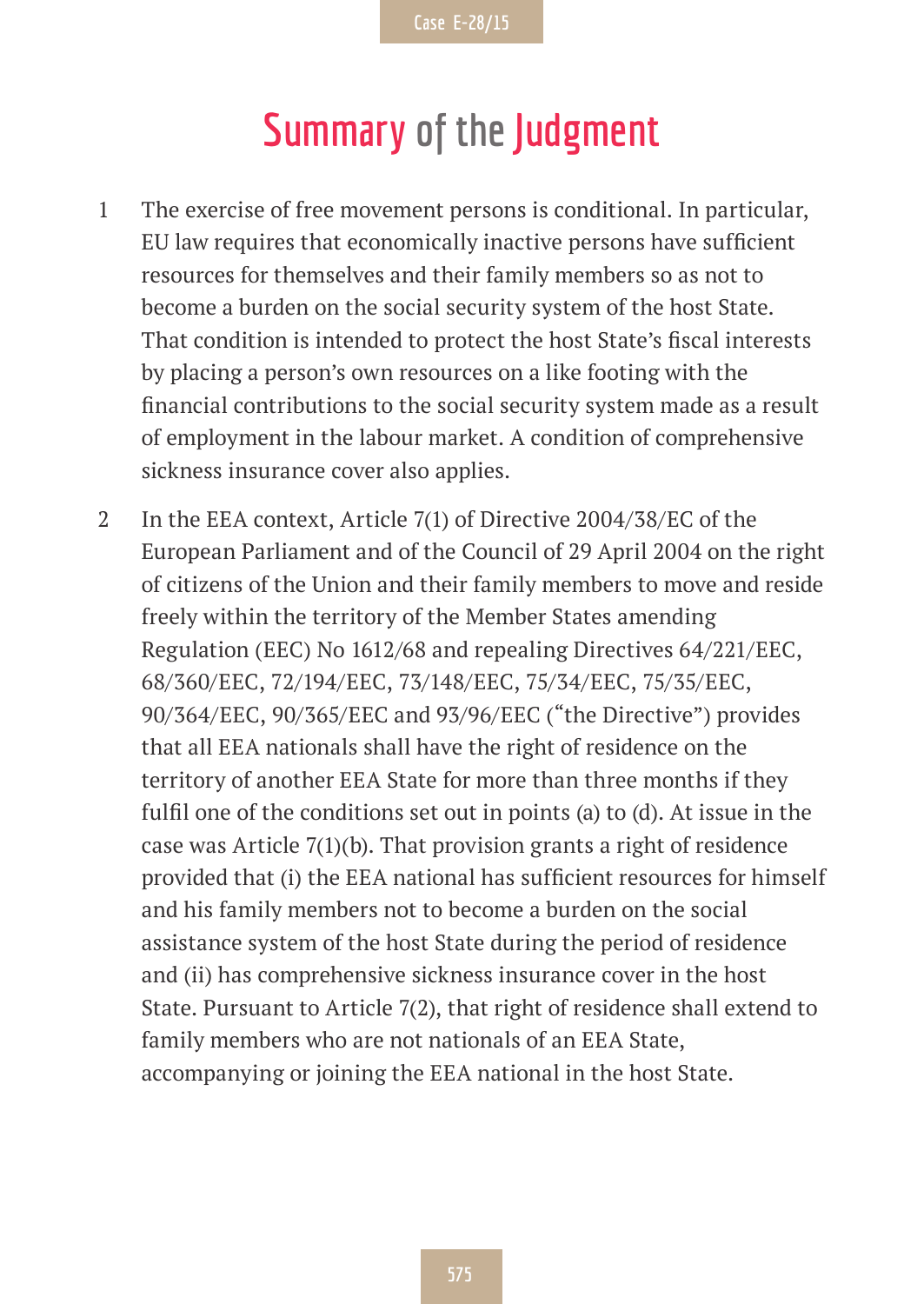# Summary of the Judgment

1 The exercise of free movement persons is conditional. In particular, EU law requires that economically inactive persons have sufficient resources for themselves and their family members so as not to become a burden on the social security system of the host State. That condition is intended to protect the host State's fiscal interests by placing a person's own resources on a like footing with the financial contributions to the social security system made as a result of employment in the labour market. A condition of comprehensive sickness insurance cover also applies.

2 In the EEA context, Article 7(1) of Directive 2004/38/EC of the European Parliament and of the Council of 29 April 2004 on the right of citizens of the Union and their family members to move and reside freely within the territory of the Member States amending Regulation (EEC) No 1612/68 and repealing Directives 64/221/EEC, 68/360/EEC, 72/194/EEC, 73/148/EEC, 75/34/EEC, 75/35/EEC, 90/364/EEC, 90/365/EEC and 93/96/EEC ("the Directive") provides that all EEA nationals shall have the right of residence on the territory of another EEA State for more than three months if they fulfil one of the conditions set out in points (a) to (d). At issue in the case was Article 7(1)(b). That provision grants a right of residence provided that (i) the EEA national has sufficient resources for himself and his family members not to become a burden on the social assistance system of the host State during the period of residence and (ii) has comprehensive sickness insurance cover in the host State. Pursuant to Article 7(2), that right of residence shall extend to family members who are not nationals of an EEA State, accompanying or joining the EEA national in the host State.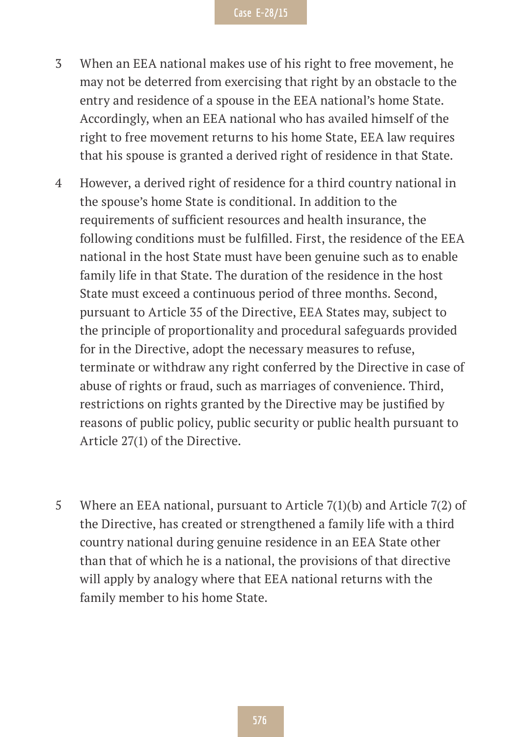3 When an EEA national makes use of his right to free movement, he may not be deterred from exercising that right by an obstacle to the entry and residence of a spouse in the EEA national's home State. Accordingly, when an EEA national who has availed himself of the right to free movement returns to his home State, EEA law requires that his spouse is granted a derived right of residence in that State.

4 However, a derived right of residence for a third country national in the spouse's home State is conditional. In addition to the requirements of sufficient resources and health insurance, the following conditions must be fulfilled. First, the residence of the EEA national in the host State must have been genuine such as to enable family life in that State. The duration of the residence in the host State must exceed a continuous period of three months. Second, pursuant to Article 35 of the Directive, EEA States may, subject to the principle of proportionality and procedural safeguards provided for in the Directive, adopt the necessary measures to refuse, terminate or withdraw any right conferred by the Directive in case of abuse of rights or fraud, such as marriages of convenience. Third, restrictions on rights granted by the Directive may be justified by reasons of public policy, public security or public health pursuant to Article 27(1) of the Directive.

5 Where an EEA national, pursuant to Article 7(1)(b) and Article 7(2) of the Directive, has created or strengthened a family life with a third country national during genuine residence in an EEA State other than that of which he is a national, the provisions of that directive will apply by analogy where that EEA national returns with the family member to his home State.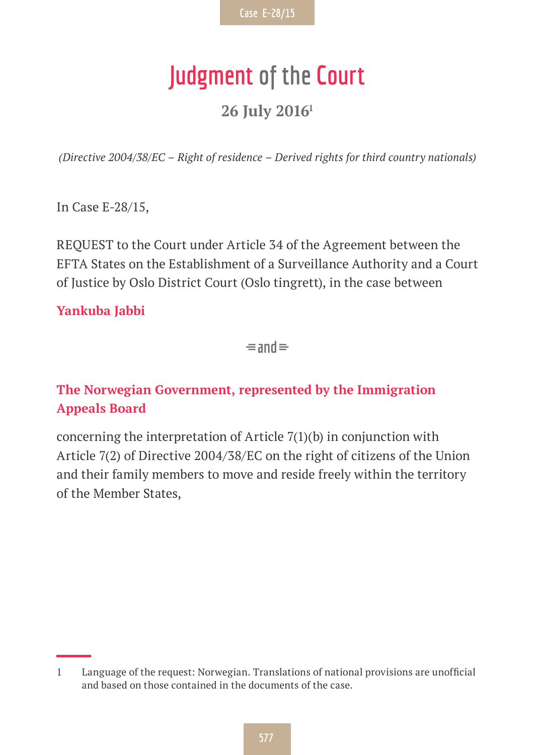# Judgment of the Court

## 26 July 2016[1]

*(Directive 2004/38/EC – Right of residence – Derived rights for third country nationals)*

In Case E-28/15,

REQUEST to the Court under Article 34 of the Agreement between the EFTA States on the Establishment of a Surveillance Authority and a Court of Justice by Oslo District Court (Oslo tingrett), in the case between

**Yankuba Jabbi**

and

**The Norwegian Government, represented by the Immigration Appeals Board**

concerning the interpretation of Article 7(1)(b) in conjunction with Article 7(2) of Directive 2004/38/EC on the right of citizens of the Union and their family members to move and reside freely within the territory of the Member States,

---

1 Language of the request: Norwegian. Translations of national provisions are unofficial and based on those contained in the documents of the case.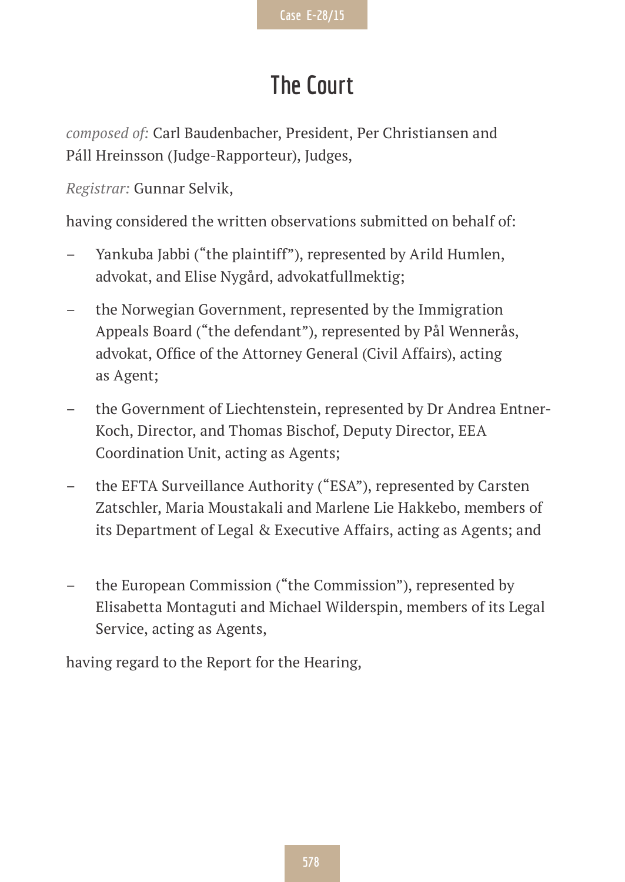# The Court

*composed of*: Carl Baudenbacher, President, Per Christiansen and Páll Hreinsson (Judge-Rapporteur), Judges,

*Registrar:* Gunnar Selvik,

having considered the written observations submitted on behalf of:

– Yankuba Jabbi ("the plaintiff"), represented by Arild Humlen, advokat, and Elise Nygård, advokatfullmektig;

– the Norwegian Government, represented by the Immigration Appeals Board ("the defendant"), represented by Pål Wennerås, advokat, Office of the Attorney General (Civil Affairs), acting as Agent;

– the Government of Liechtenstein, represented by Dr Andrea Entner-Koch, Director, and Thomas Bischof, Deputy Director, EEA Coordination Unit, acting as Agents;

– the EFTA Surveillance Authority ("ESA"), represented by Carsten Zatschler, Maria Moustakali and Marlene Lie Hakkebo, members of its Department of Legal & Executive Affairs, acting as Agents; and

– the European Commission ("the Commission"), represented by Elisabetta Montaguti and Michael Wilderspin, members of its Legal Service, acting as Agents,

having regard to the Report for the Hearing,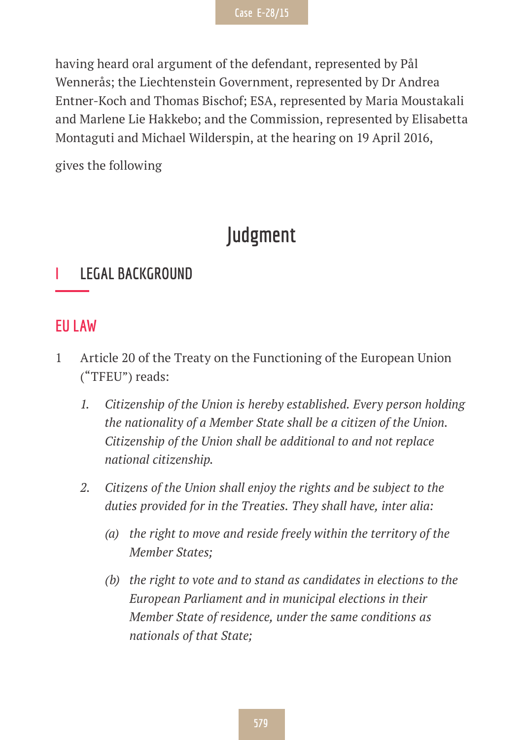having heard oral argument of the defendant, represented by Pål Wennerås; the Liechtenstein Government, represented by Dr Andrea Entner-Koch and Thomas Bischof; ESA, represented by Maria Moustakali and Marlene Lie Hakkebo; and the Commission, represented by Elisabetta Montaguti and Michael Wilderspin, at the hearing on 19 April 2016,

gives the following

# Judgment

## I LEGAL BACKGROUND

### EU LAW

1 Article 20 of the Treaty on the Functioning of the European Union ("TFEU") reads:

> 1. *Citizenship of the Union is hereby established. Every person holding the nationality of a Member State shall be a citizen of the Union. Citizenship of the Union shall be additional to and not replace national citizenship.*
>
> 2. *Citizens of the Union shall enjoy the rights and be subject to the duties provided for in the Treaties. They shall have, inter alia:*
>
>    *(a) the right to move and reside freely within the territory of the Member States;*
>
>    *(b) the right to vote and to stand as candidates in elections to the European Parliament and in municipal elections in their Member State of residence, under the same conditions as nationals of that State;*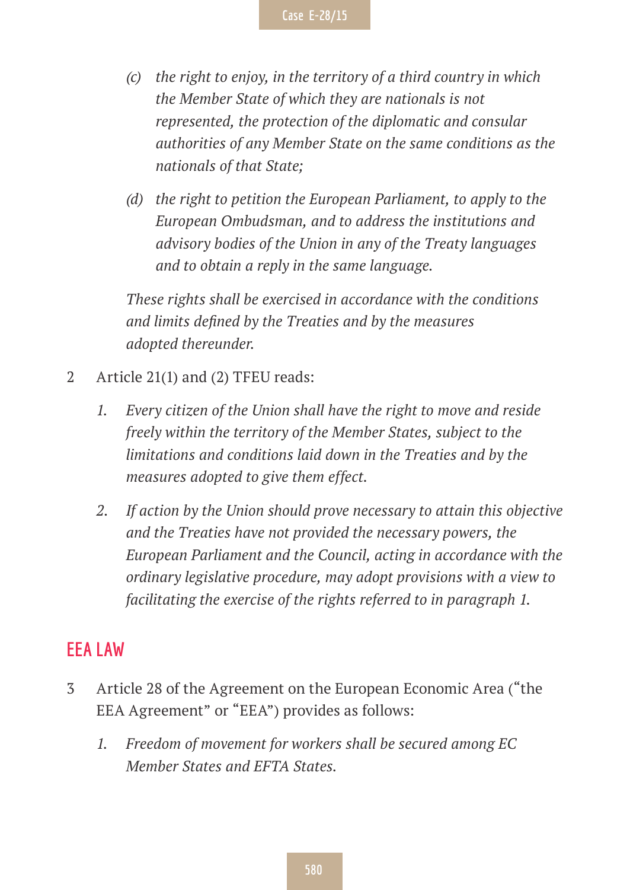*(c) the right to enjoy, in the territory of a third country in which the Member State of which they are nationals is not represented, the protection of the diplomatic and consular authorities of any Member State on the same conditions as the nationals of that State;*

*(d) the right to petition the European Parliament, to apply to the European Ombudsman, and to address the institutions and advisory bodies of the Union in any of the Treaty languages and to obtain a reply in the same language.*

*These rights shall be exercised in accordance with the conditions and limits defined by the Treaties and by the measures adopted thereunder.*

2 Article 21(1) and (2) TFEU reads:

*1. Every citizen of the Union shall have the right to move and reside freely within the territory of the Member States, subject to the limitations and conditions laid down in the Treaties and by the measures adopted to give them effect.*

*2. If action by the Union should prove necessary to attain this objective and the Treaties have not provided the necessary powers, the European Parliament and the Council, acting in accordance with the ordinary legislative procedure, may adopt provisions with a view to facilitating the exercise of the rights referred to in paragraph 1.*

## EEA LAW

3 Article 28 of the Agreement on the European Economic Area ("the EEA Agreement" or "EEA") provides as follows:

*1. Freedom of movement for workers shall be secured among EC Member States and EFTA States.*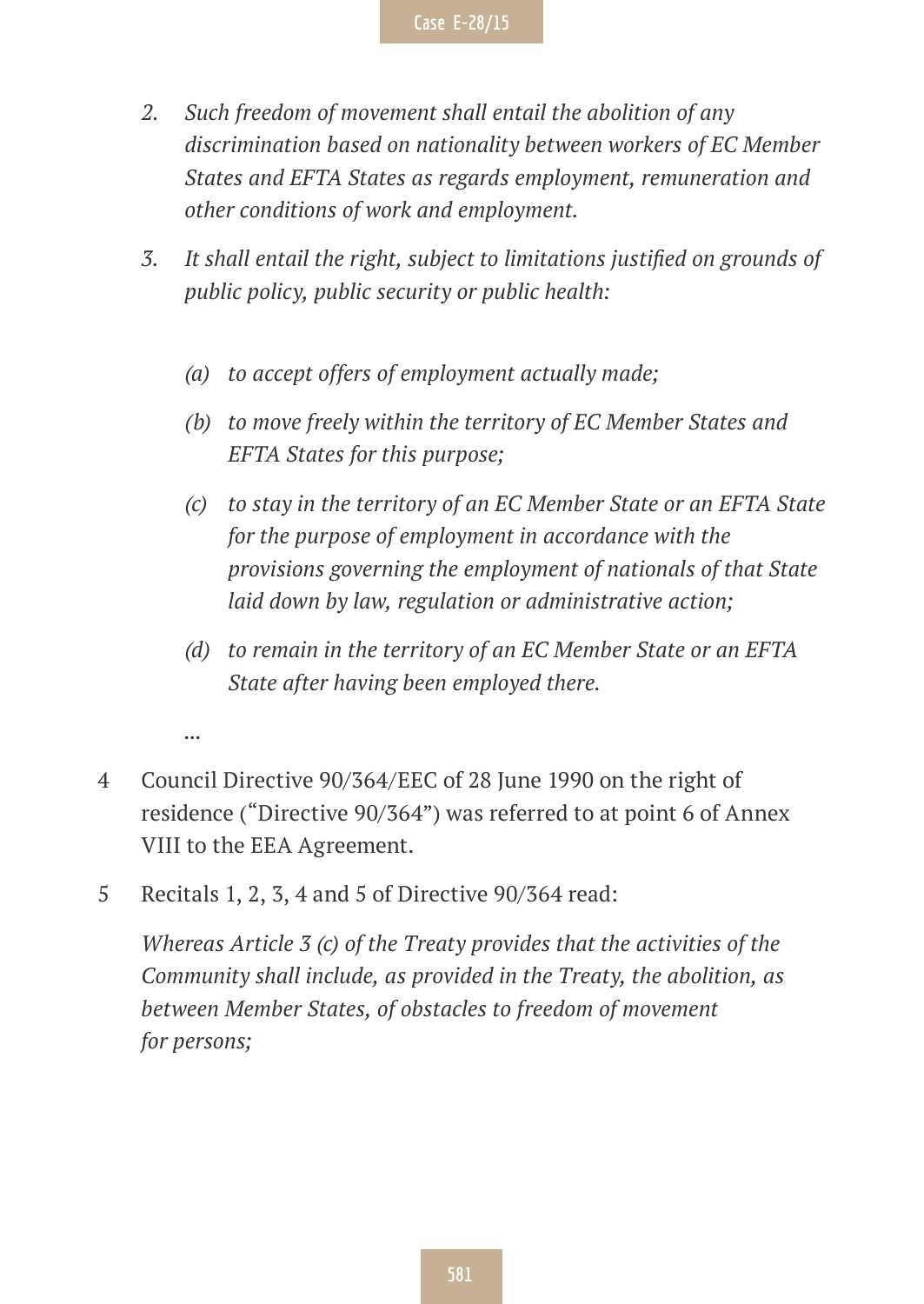2. *Such freedom of movement shall entail the abolition of any discrimination based on nationality between workers of EC Member States and EFTA States as regards employment, remuneration and other conditions of work and employment.*

3. *It shall entail the right, subject to limitations justified on grounds of public policy, public security or public health:*

   *(a) to accept offers of employment actually made;*

   *(b) to move freely within the territory of EC Member States and EFTA States for this purpose;*

   *(c) to stay in the territory of an EC Member State or an EFTA State for the purpose of employment in accordance with the provisions governing the employment of nationals of that State laid down by law, regulation or administrative action;*

   *(d) to remain in the territory of an EC Member State or an EFTA State after having been employed there.*

   *…*

4 Council Directive 90/364/EEC of 28 June 1990 on the right of residence ("Directive 90/364") was referred to at point 6 of Annex VIII to the EEA Agreement.

5 Recitals 1, 2, 3, 4 and 5 of Directive 90/364 read:

*Whereas Article 3 (c) of the Treaty provides that the activities of the Community shall include, as provided in the Treaty, the abolition, as between Member States, of obstacles to freedom of movement for persons;*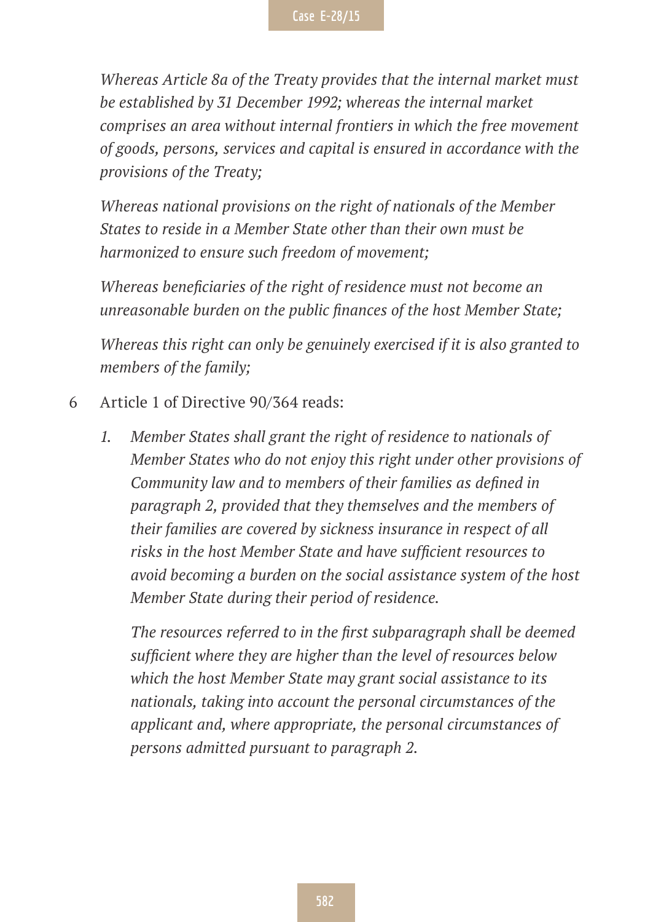*Whereas Article 8a of the Treaty provides that the internal market must be established by 31 December 1992; whereas the internal market comprises an area without internal frontiers in which the free movement of goods, persons, services and capital is ensured in accordance with the provisions of the Treaty;*

*Whereas national provisions on the right of nationals of the Member States to reside in a Member State other than their own must be harmonized to ensure such freedom of movement;*

*Whereas beneficiaries of the right of residence must not become an unreasonable burden on the public finances of the host Member State;*

*Whereas this right can only be genuinely exercised if it is also granted to members of the family;*

6 Article 1 of Directive 90/364 reads:

*1. Member States shall grant the right of residence to nationals of Member States who do not enjoy this right under other provisions of Community law and to members of their families as defined in paragraph 2, provided that they themselves and the members of their families are covered by sickness insurance in respect of all risks in the host Member State and have sufficient resources to avoid becoming a burden on the social assistance system of the host Member State during their period of residence.*

*The resources referred to in the first subparagraph shall be deemed sufficient where they are higher than the level of resources below which the host Member State may grant social assistance to its nationals, taking into account the personal circumstances of the applicant and, where appropriate, the personal circumstances of persons admitted pursuant to paragraph 2.*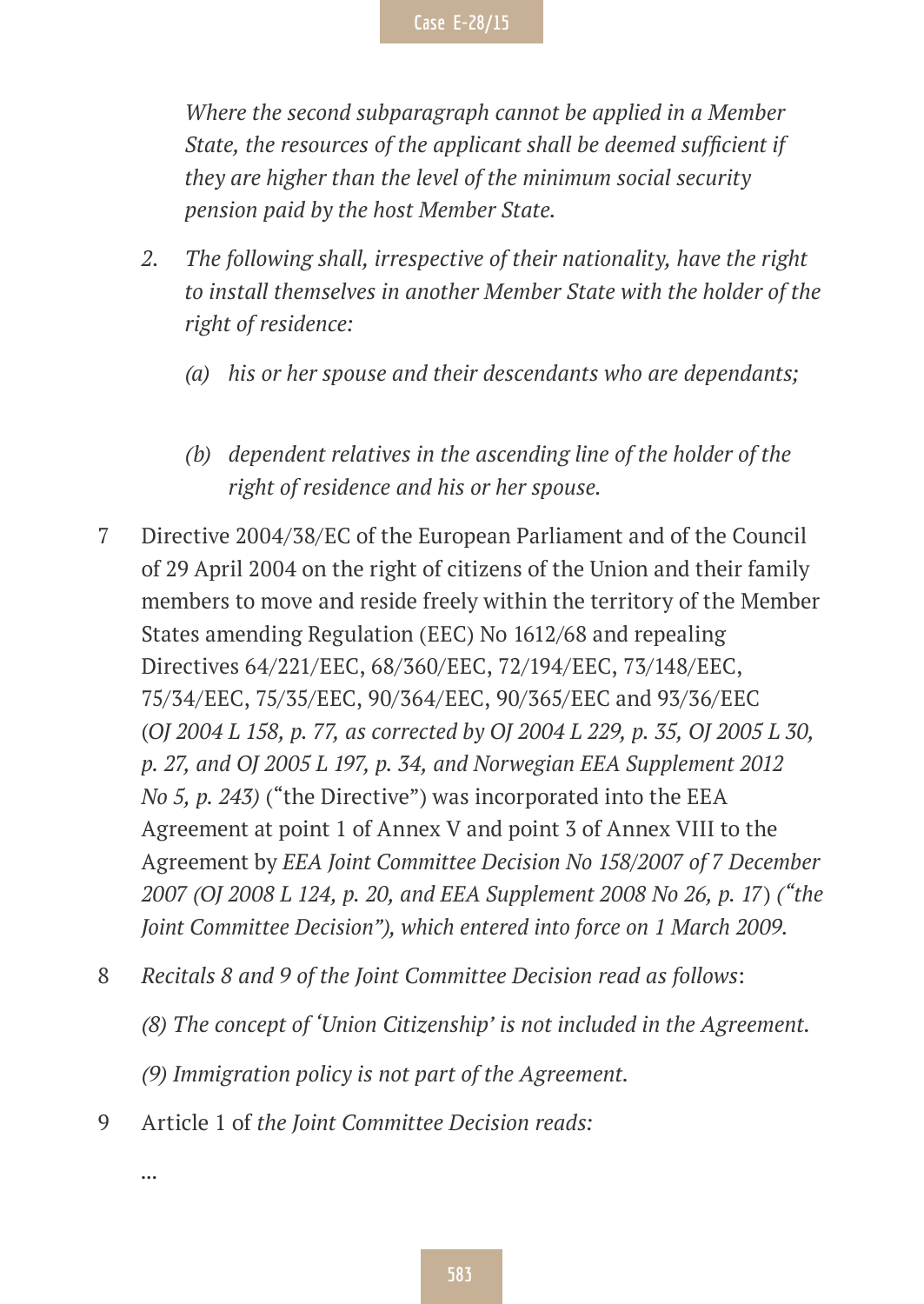*Where the second subparagraph cannot be applied in a Member State, the resources of the applicant shall be deemed sufficient if they are higher than the level of the minimum social security pension paid by the host Member State.*

2. *The following shall, irrespective of their nationality, have the right to install themselves in another Member State with the holder of the right of residence:*

   (a) *his or her spouse and their descendants who are dependants;*

   (b) *dependent relatives in the ascending line of the holder of the right of residence and his or her spouse.*

7 Directive 2004/38/EC of the European Parliament and of the Council of 29 April 2004 on the right of citizens of the Union and their family members to move and reside freely within the territory of the Member States amending Regulation (EEC) No 1612/68 and repealing Directives 64/221/EEC, 68/360/EEC, 72/194/EEC, 73/148/EEC, 75/34/EEC, 75/35/EEC, 90/364/EEC, 90/365/EEC and 93/36/EEC (*OJ 2004 L 158, p. 77, as corrected by OJ 2004 L 229, p. 35, OJ 2005 L 30, p. 27, and OJ 2005 L 197, p. 34, and Norwegian EEA Supplement 2012 No 5, p. 243)* ("the Directive") was incorporated into the EEA Agreement at point 1 of Annex V and point 3 of Annex VIII to the Agreement by *EEA Joint Committee Decision No 158/2007 of 7 December 2007 (OJ 2008 L 124, p. 20, and EEA Supplement 2008 No 26, p. 17) ("the Joint Committee Decision"), which entered into force on 1 March 2009.*

8 *Recitals 8 and 9 of the Joint Committee Decision read as follows*:

*(8) The concept of 'Union Citizenship' is not included in the Agreement.*

*(9) Immigration policy is not part of the Agreement.*

9 Article 1 of *the Joint Committee Decision reads:*

…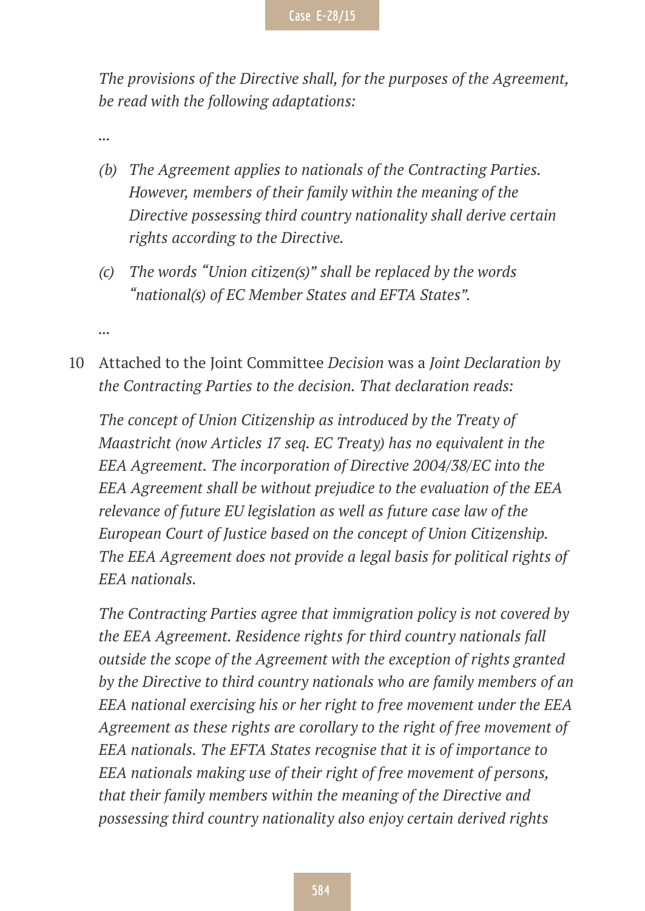*The provisions of the Directive shall, for the purposes of the Agreement, be read with the following adaptations:*

*…*

*(b) The Agreement applies to nationals of the Contracting Parties. However, members of their family within the meaning of the Directive possessing third country nationality shall derive certain rights according to the Directive.*

*(c) The words "Union citizen(s)" shall be replaced by the words "national(s) of EC Member States and EFTA States".*

*…*

10 Attached to the Joint Committee *Decision* was a *Joint Declaration by the Contracting Parties to the decision. That declaration reads:*

*The concept of Union Citizenship as introduced by the Treaty of Maastricht (now Articles 17 seq. EC Treaty) has no equivalent in the EEA Agreement. The incorporation of Directive 2004/38/EC into the EEA Agreement shall be without prejudice to the evaluation of the EEA relevance of future EU legislation as well as future case law of the European Court of Justice based on the concept of Union Citizenship. The EEA Agreement does not provide a legal basis for political rights of EEA nationals.*

*The Contracting Parties agree that immigration policy is not covered by the EEA Agreement. Residence rights for third country nationals fall outside the scope of the Agreement with the exception of rights granted by the Directive to third country nationals who are family members of an EEA national exercising his or her right to free movement under the EEA Agreement as these rights are corollary to the right of free movement of EEA nationals. The EFTA States recognise that it is of importance to EEA nationals making use of their right of free movement of persons, that their family members within the meaning of the Directive and possessing third country nationality also enjoy certain derived rights*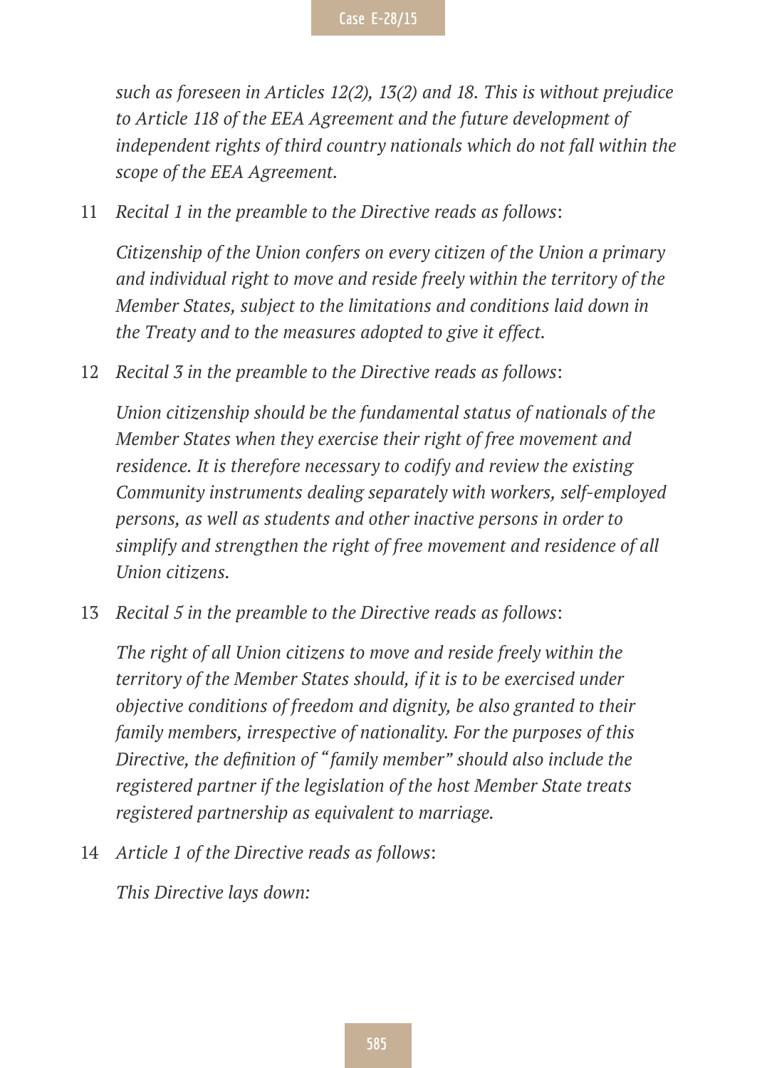*such as foreseen in Articles 12(2), 13(2) and 18. This is without prejudice to Article 118 of the EEA Agreement and the future development of independent rights of third country nationals which do not fall within the scope of the EEA Agreement.*

11 *Recital 1 in the preamble to the Directive reads as follows*:

*Citizenship of the Union confers on every citizen of the Union a primary and individual right to move and reside freely within the territory of the Member States, subject to the limitations and conditions laid down in the Treaty and to the measures adopted to give it effect.*

12 *Recital 3 in the preamble to the Directive reads as follows*:

*Union citizenship should be the fundamental status of nationals of the Member States when they exercise their right of free movement and residence. It is therefore necessary to codify and review the existing Community instruments dealing separately with workers, self-employed persons, as well as students and other inactive persons in order to simplify and strengthen the right of free movement and residence of all Union citizens.*

13 *Recital 5 in the preamble to the Directive reads as follows*:

*The right of all Union citizens to move and reside freely within the territory of the Member States should, if it is to be exercised under objective conditions of freedom and dignity, be also granted to their family members, irrespective of nationality. For the purposes of this Directive, the definition of "family member" should also include the registered partner if the legislation of the host Member State treats registered partnership as equivalent to marriage.*

14 *Article 1 of the Directive reads as follows*:

*This Directive lays down:*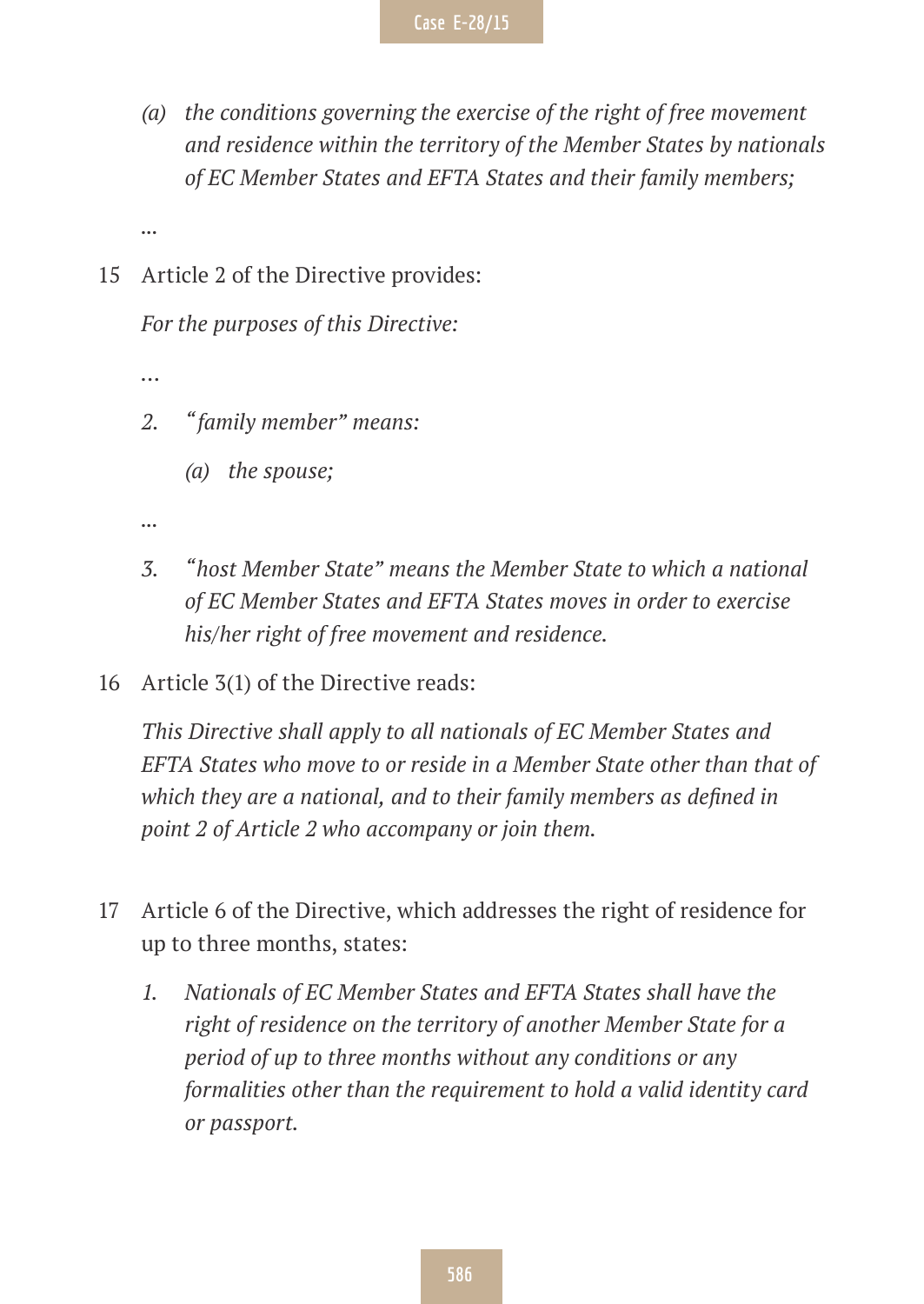*(a) the conditions governing the exercise of the right of free movement and residence within the territory of the Member States by nationals of EC Member States and EFTA States and their family members;*

…

15 Article 2 of the Directive provides:

*For the purposes of this Directive:*

…

*2. "family member" means:*

*(a) the spouse;*

…

*3. "host Member State" means the Member State to which a national of EC Member States and EFTA States moves in order to exercise his/her right of free movement and residence.*

16 Article 3(1) of the Directive reads:

*This Directive shall apply to all nationals of EC Member States and EFTA States who move to or reside in a Member State other than that of which they are a national, and to their family members as defined in point 2 of Article 2 who accompany or join them.*

17 Article 6 of the Directive, which addresses the right of residence for up to three months, states:

*1. Nationals of EC Member States and EFTA States shall have the right of residence on the territory of another Member State for a period of up to three months without any conditions or any formalities other than the requirement to hold a valid identity card or passport.*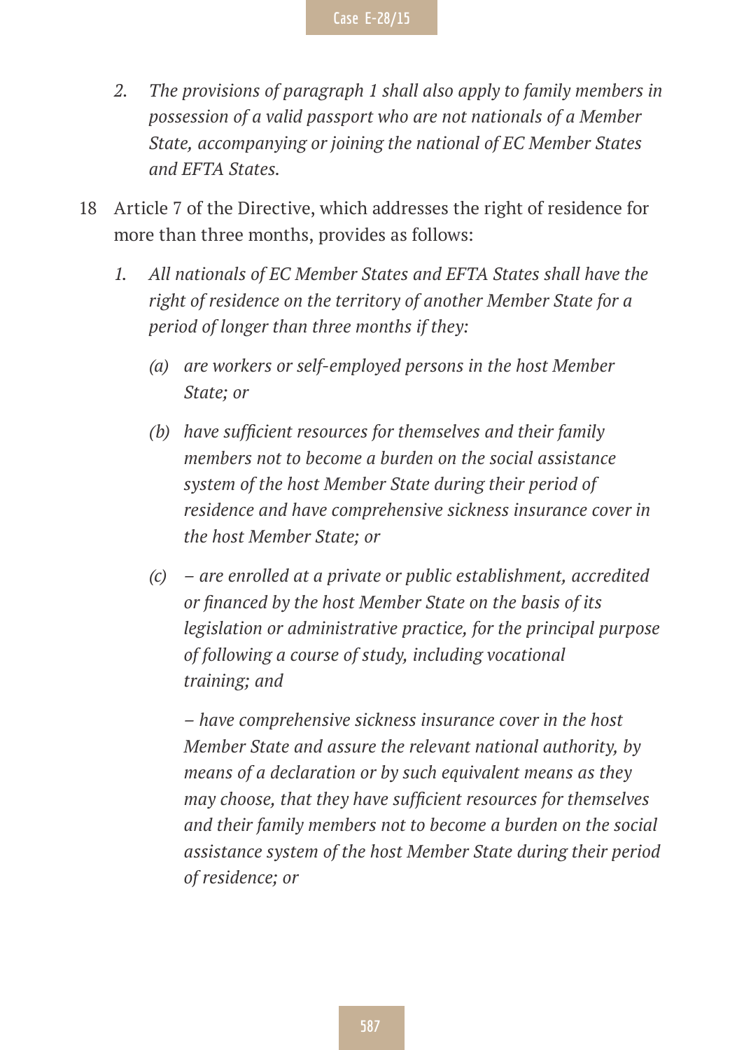*2. The provisions of paragraph 1 shall also apply to family members in possession of a valid passport who are not nationals of a Member State, accompanying or joining the national of EC Member States and EFTA States.*

18 Article 7 of the Directive, which addresses the right of residence for more than three months, provides as follows:

*1. All nationals of EC Member States and EFTA States shall have the right of residence on the territory of another Member State for a period of longer than three months if they:*

*(a) are workers or self-employed persons in the host Member State; or*

*(b) have sufficient resources for themselves and their family members not to become a burden on the social assistance system of the host Member State during their period of residence and have comprehensive sickness insurance cover in the host Member State; or*

*(c) – are enrolled at a private or public establishment, accredited or financed by the host Member State on the basis of its legislation or administrative practice, for the principal purpose of following a course of study, including vocational training; and*

*– have comprehensive sickness insurance cover in the host Member State and assure the relevant national authority, by means of a declaration or by such equivalent means as they may choose, that they have sufficient resources for themselves and their family members not to become a burden on the social assistance system of the host Member State during their period of residence; or*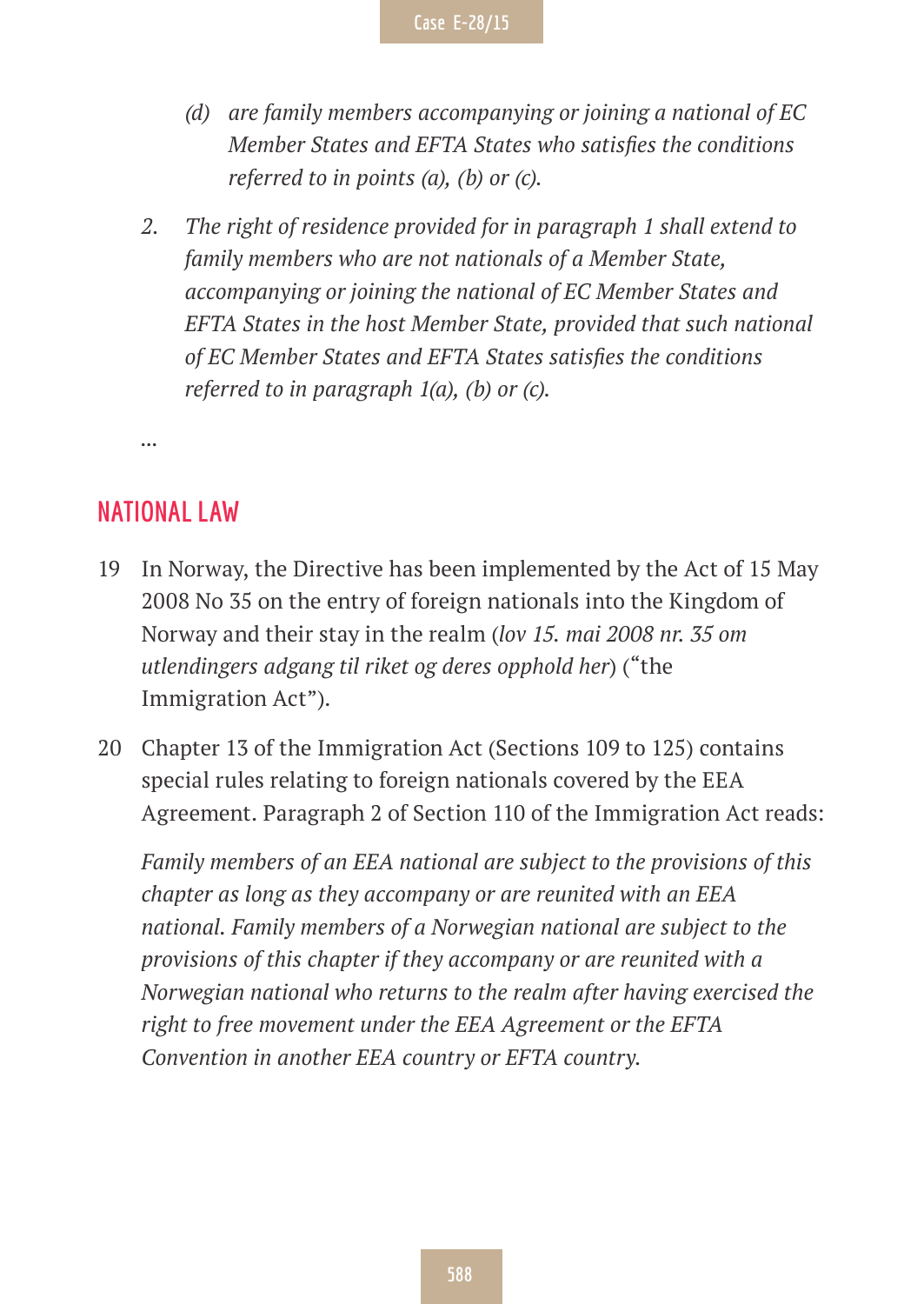*(d) are family members accompanying or joining a national of EC Member States and EFTA States who satisfies the conditions referred to in points (a), (b) or (c).*

*2. The right of residence provided for in paragraph 1 shall extend to family members who are not nationals of a Member State, accompanying or joining the national of EC Member States and EFTA States in the host Member State, provided that such national of EC Member States and EFTA States satisfies the conditions referred to in paragraph 1(a), (b) or (c).*

…

## NATIONAL LAW

19 In Norway, the Directive has been implemented by the Act of 15 May 2008 No 35 on the entry of foreign nationals into the Kingdom of Norway and their stay in the realm (*lov 15. mai 2008 nr. 35 om utlendingers adgang til riket og deres opphold her*) ("the Immigration Act").

20 Chapter 13 of the Immigration Act (Sections 109 to 125) contains special rules relating to foreign nationals covered by the EEA Agreement. Paragraph 2 of Section 110 of the Immigration Act reads:

*Family members of an EEA national are subject to the provisions of this chapter as long as they accompany or are reunited with an EEA national. Family members of a Norwegian national are subject to the provisions of this chapter if they accompany or are reunited with a Norwegian national who returns to the realm after having exercised the right to free movement under the EEA Agreement or the EFTA Convention in another EEA country or EFTA country.*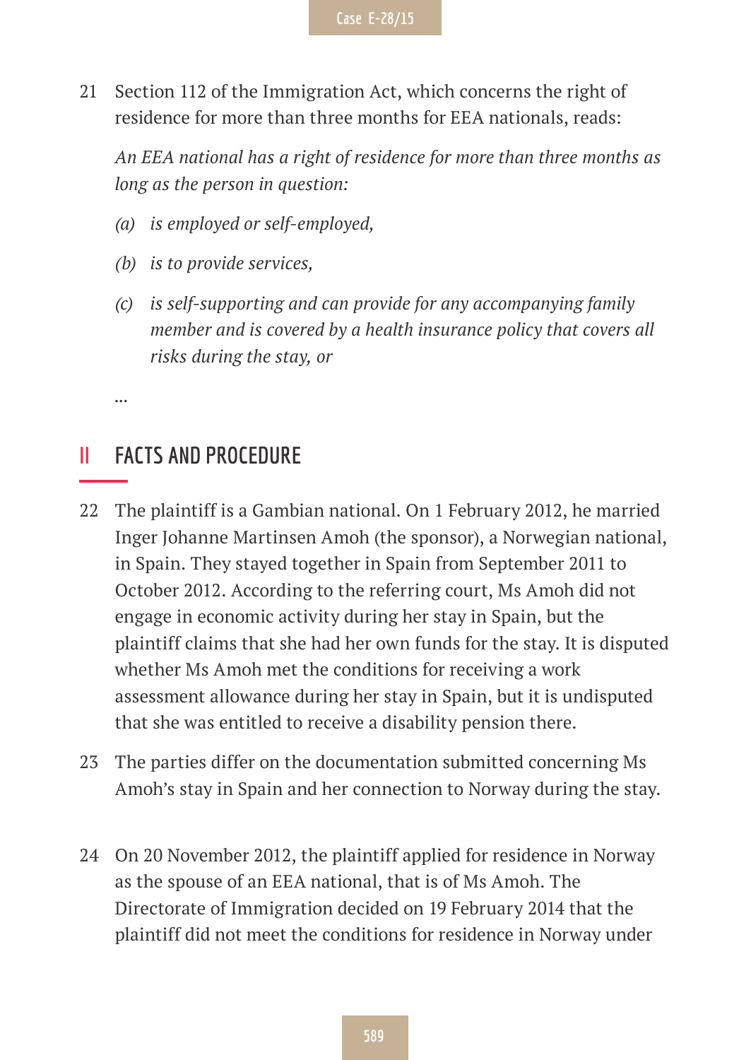21 Section 112 of the Immigration Act, which concerns the right of residence for more than three months for EEA nationals, reads:

*An EEA national has a right of residence for more than three months as long as the person in question:*

*(a) is employed or self-employed,*

*(b) is to provide services,*

*(c) is self-supporting and can provide for any accompanying family member and is covered by a health insurance policy that covers all risks during the stay, or*

…

## II FACTS AND PROCEDURE

22 The plaintiff is a Gambian national. On 1 February 2012, he married Inger Johanne Martinsen Amoh (the sponsor), a Norwegian national, in Spain. They stayed together in Spain from September 2011 to October 2012. According to the referring court, Ms Amoh did not engage in economic activity during her stay in Spain, but the plaintiff claims that she had her own funds for the stay. It is disputed whether Ms Amoh met the conditions for receiving a work assessment allowance during her stay in Spain, but it is undisputed that she was entitled to receive a disability pension there.

23 The parties differ on the documentation submitted concerning Ms Amoh's stay in Spain and her connection to Norway during the stay.

24 On 20 November 2012, the plaintiff applied for residence in Norway as the spouse of an EEA national, that is of Ms Amoh. The Directorate of Immigration decided on 19 February 2014 that the plaintiff did not meet the conditions for residence in Norway under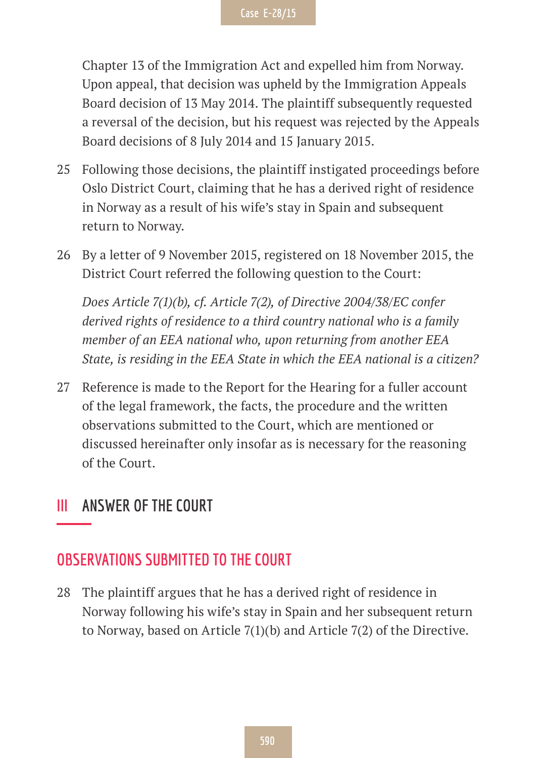Chapter 13 of the Immigration Act and expelled him from Norway. Upon appeal, that decision was upheld by the Immigration Appeals Board decision of 13 May 2014. The plaintiff subsequently requested a reversal of the decision, but his request was rejected by the Appeals Board decisions of 8 July 2014 and 15 January 2015.

25 Following those decisions, the plaintiff instigated proceedings before Oslo District Court, claiming that he has a derived right of residence in Norway as a result of his wife's stay in Spain and subsequent return to Norway.

26 By a letter of 9 November 2015, registered on 18 November 2015, the District Court referred the following question to the Court:

*Does Article 7(1)(b), cf. Article 7(2), of Directive 2004/38/EC confer derived rights of residence to a third country national who is a family member of an EEA national who, upon returning from another EEA State, is residing in the EEA State in which the EEA national is a citizen?*

27 Reference is made to the Report for the Hearing for a fuller account of the legal framework, the facts, the procedure and the written observations submitted to the Court, which are mentioned or discussed hereinafter only insofar as is necessary for the reasoning of the Court.

# III ANSWER OF THE COURT

## OBSERVATIONS SUBMITTED TO THE COURT

28 The plaintiff argues that he has a derived right of residence in Norway following his wife's stay in Spain and her subsequent return to Norway, based on Article 7(1)(b) and Article 7(2) of the Directive.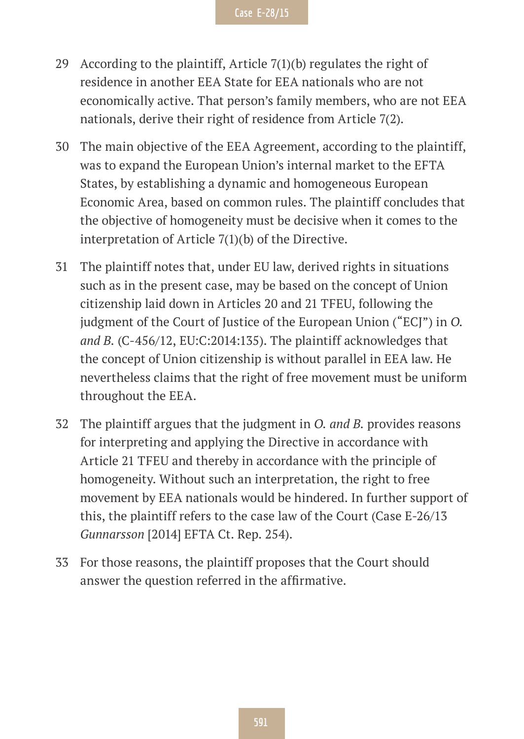29 According to the plaintiff, Article 7(1)(b) regulates the right of residence in another EEA State for EEA nationals who are not economically active. That person's family members, who are not EEA nationals, derive their right of residence from Article 7(2).

30 The main objective of the EEA Agreement, according to the plaintiff, was to expand the European Union's internal market to the EFTA States, by establishing a dynamic and homogeneous European Economic Area, based on common rules. The plaintiff concludes that the objective of homogeneity must be decisive when it comes to the interpretation of Article 7(1)(b) of the Directive.

31 The plaintiff notes that, under EU law, derived rights in situations such as in the present case, may be based on the concept of Union citizenship laid down in Articles 20 and 21 TFEU, following the judgment of the Court of Justice of the European Union ("ECJ") in *O. and B.* (C-456/12, EU:C:2014:135). The plaintiff acknowledges that the concept of Union citizenship is without parallel in EEA law. He nevertheless claims that the right of free movement must be uniform throughout the EEA.

32 The plaintiff argues that the judgment in *O. and B.* provides reasons for interpreting and applying the Directive in accordance with Article 21 TFEU and thereby in accordance with the principle of homogeneity. Without such an interpretation, the right to free movement by EEA nationals would be hindered. In further support of this, the plaintiff refers to the case law of the Court (Case E-26/13 *Gunnarsson* [2014] EFTA Ct. Rep. 254).

33 For those reasons, the plaintiff proposes that the Court should answer the question referred in the affirmative.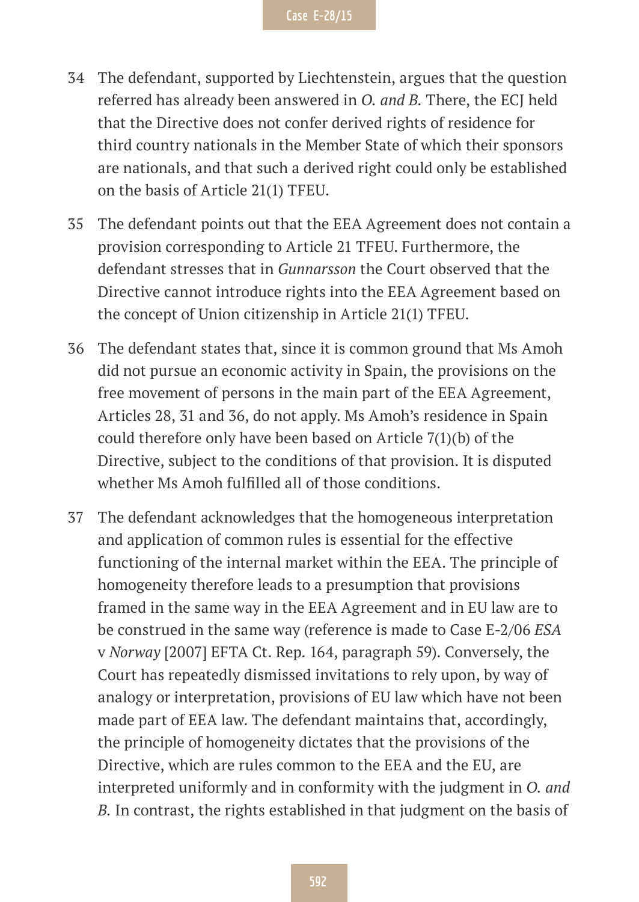34 The defendant, supported by Liechtenstein, argues that the question referred has already been answered in *O. and B.* There, the ECJ held that the Directive does not confer derived rights of residence for third country nationals in the Member State of which their sponsors are nationals, and that such a derived right could only be established on the basis of Article 21(1) TFEU.

35 The defendant points out that the EEA Agreement does not contain a provision corresponding to Article 21 TFEU. Furthermore, the defendant stresses that in *Gunnarsson* the Court observed that the Directive cannot introduce rights into the EEA Agreement based on the concept of Union citizenship in Article 21(1) TFEU.

36 The defendant states that, since it is common ground that Ms Amoh did not pursue an economic activity in Spain, the provisions on the free movement of persons in the main part of the EEA Agreement, Articles 28, 31 and 36, do not apply. Ms Amoh's residence in Spain could therefore only have been based on Article 7(1)(b) of the Directive, subject to the conditions of that provision. It is disputed whether Ms Amoh fulfilled all of those conditions.

37 The defendant acknowledges that the homogeneous interpretation and application of common rules is essential for the effective functioning of the internal market within the EEA. The principle of homogeneity therefore leads to a presumption that provisions framed in the same way in the EEA Agreement and in EU law are to be construed in the same way (reference is made to Case E-2/06 *ESA* v *Norway* [2007] EFTA Ct. Rep. 164, paragraph 59). Conversely, the Court has repeatedly dismissed invitations to rely upon, by way of analogy or interpretation, provisions of EU law which have not been made part of EEA law. The defendant maintains that, accordingly, the principle of homogeneity dictates that the provisions of the Directive, which are rules common to the EEA and the EU, are interpreted uniformly and in conformity with the judgment in *O. and B.* In contrast, the rights established in that judgment on the basis of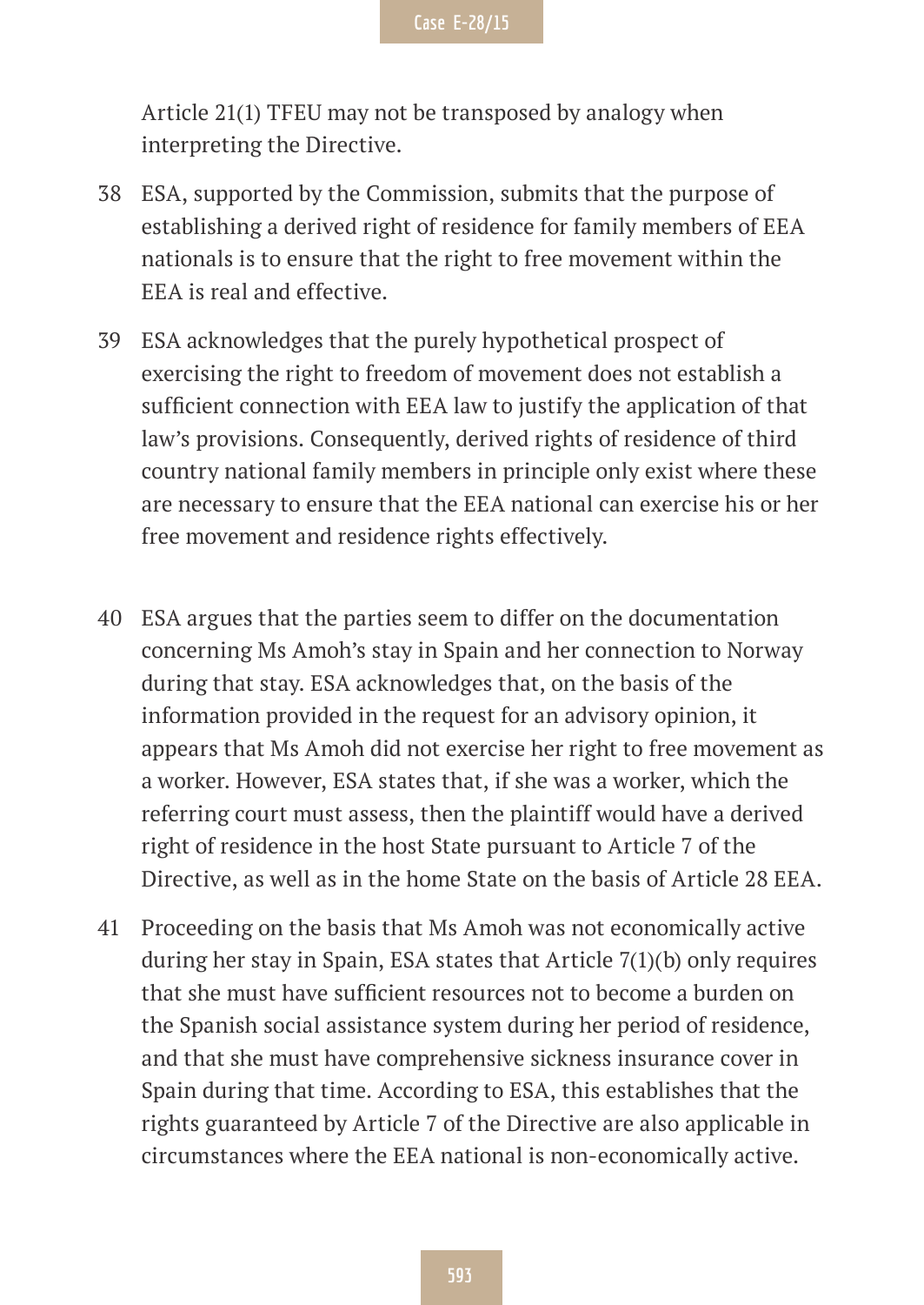Article 21(1) TFEU may not be transposed by analogy when interpreting the Directive.

38 ESA, supported by the Commission, submits that the purpose of establishing a derived right of residence for family members of EEA nationals is to ensure that the right to free movement within the EEA is real and effective.

39 ESA acknowledges that the purely hypothetical prospect of exercising the right to freedom of movement does not establish a sufficient connection with EEA law to justify the application of that law's provisions. Consequently, derived rights of residence of third country national family members in principle only exist where these are necessary to ensure that the EEA national can exercise his or her free movement and residence rights effectively.

40 ESA argues that the parties seem to differ on the documentation concerning Ms Amoh's stay in Spain and her connection to Norway during that stay. ESA acknowledges that, on the basis of the information provided in the request for an advisory opinion, it appears that Ms Amoh did not exercise her right to free movement as a worker. However, ESA states that, if she was a worker, which the referring court must assess, then the plaintiff would have a derived right of residence in the host State pursuant to Article 7 of the Directive, as well as in the home State on the basis of Article 28 EEA.

41 Proceeding on the basis that Ms Amoh was not economically active during her stay in Spain, ESA states that Article 7(1)(b) only requires that she must have sufficient resources not to become a burden on the Spanish social assistance system during her period of residence, and that she must have comprehensive sickness insurance cover in Spain during that time. According to ESA, this establishes that the rights guaranteed by Article 7 of the Directive are also applicable in circumstances where the EEA national is non-economically active.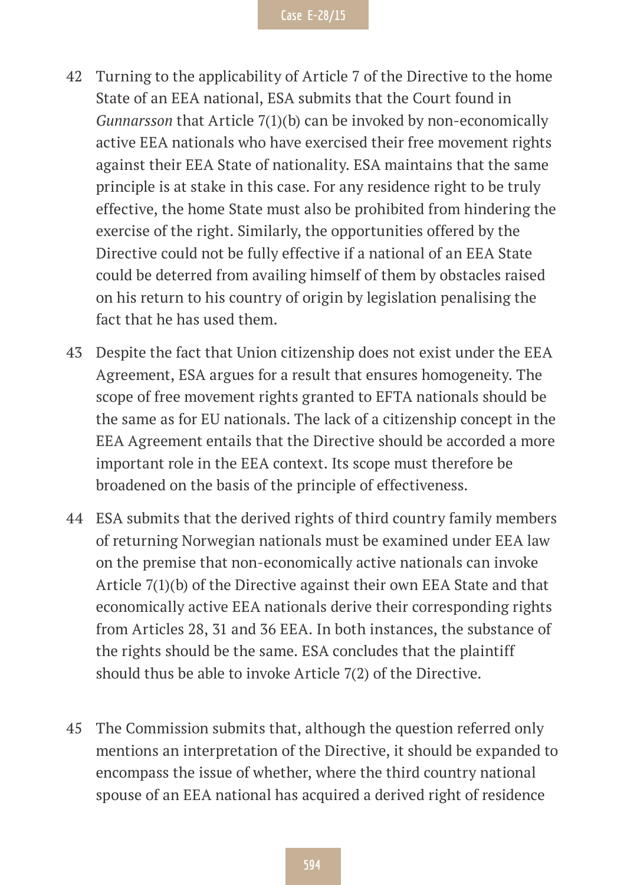42 Turning to the applicability of Article 7 of the Directive to the home State of an EEA national, ESA submits that the Court found in *Gunnarsson* that Article 7(1)(b) can be invoked by non-economically active EEA nationals who have exercised their free movement rights against their EEA State of nationality. ESA maintains that the same principle is at stake in this case. For any residence right to be truly effective, the home State must also be prohibited from hindering the exercise of the right. Similarly, the opportunities offered by the Directive could not be fully effective if a national of an EEA State could be deterred from availing himself of them by obstacles raised on his return to his country of origin by legislation penalising the fact that he has used them.

43 Despite the fact that Union citizenship does not exist under the EEA Agreement, ESA argues for a result that ensures homogeneity. The scope of free movement rights granted to EFTA nationals should be the same as for EU nationals. The lack of a citizenship concept in the EEA Agreement entails that the Directive should be accorded a more important role in the EEA context. Its scope must therefore be broadened on the basis of the principle of effectiveness.

44 ESA submits that the derived rights of third country family members of returning Norwegian nationals must be examined under EEA law on the premise that non-economically active nationals can invoke Article 7(1)(b) of the Directive against their own EEA State and that economically active EEA nationals derive their corresponding rights from Articles 28, 31 and 36 EEA. In both instances, the substance of the rights should be the same. ESA concludes that the plaintiff should thus be able to invoke Article 7(2) of the Directive.

45 The Commission submits that, although the question referred only mentions an interpretation of the Directive, it should be expanded to encompass the issue of whether, where the third country national spouse of an EEA national has acquired a derived right of residence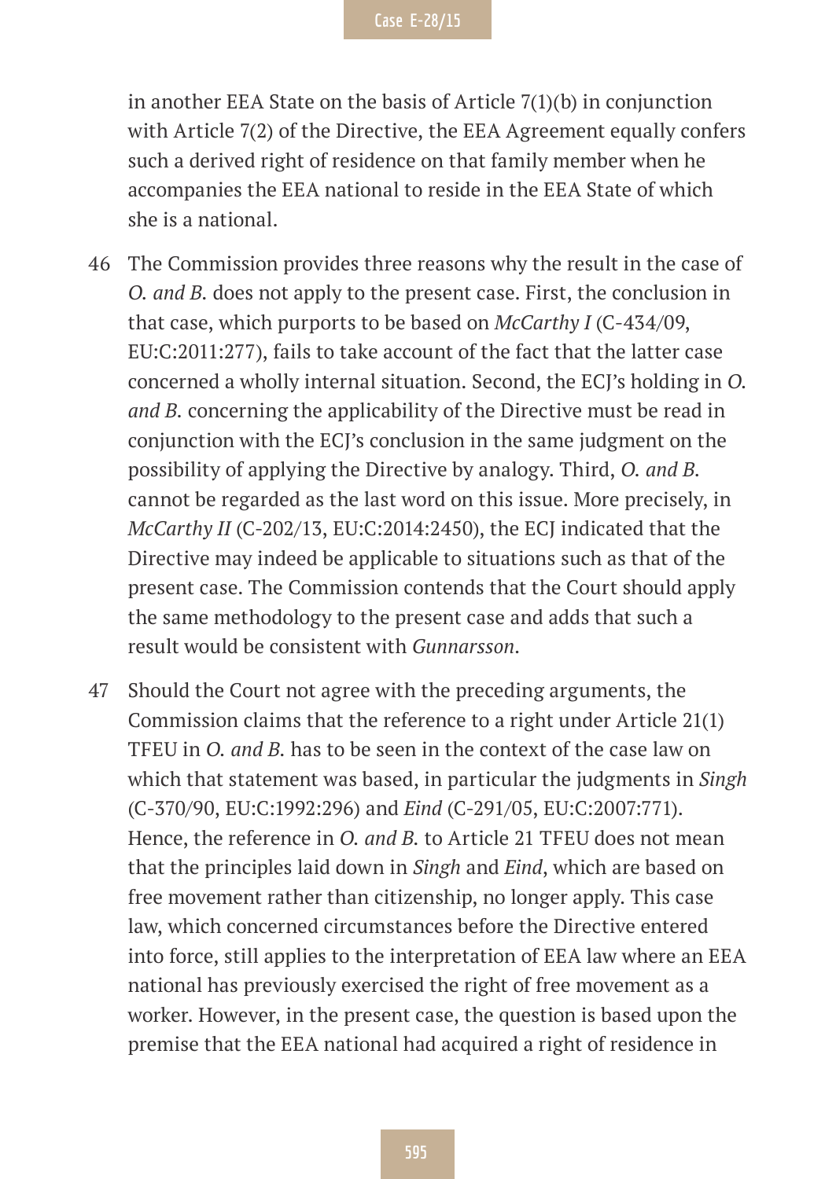in another EEA State on the basis of Article 7(1)(b) in conjunction with Article 7(2) of the Directive, the EEA Agreement equally confers such a derived right of residence on that family member when he accompanies the EEA national to reside in the EEA State of which she is a national.

46 The Commission provides three reasons why the result in the case of *O. and B.* does not apply to the present case. First, the conclusion in that case, which purports to be based on *McCarthy I* (C-434/09, EU:C:2011:277), fails to take account of the fact that the latter case concerned a wholly internal situation. Second, the ECJ's holding in *O. and B.* concerning the applicability of the Directive must be read in conjunction with the ECJ's conclusion in the same judgment on the possibility of applying the Directive by analogy. Third, *O. and B.* cannot be regarded as the last word on this issue. More precisely, in *McCarthy II* (C-202/13, EU:C:2014:2450), the ECJ indicated that the Directive may indeed be applicable to situations such as that of the present case. The Commission contends that the Court should apply the same methodology to the present case and adds that such a result would be consistent with *Gunnarsson*.

47 Should the Court not agree with the preceding arguments, the Commission claims that the reference to a right under Article 21(1) TFEU in *O. and B.* has to be seen in the context of the case law on which that statement was based, in particular the judgments in *Singh* (C-370/90, EU:C:1992:296) and *Eind* (C-291/05, EU:C:2007:771). Hence, the reference in *O. and B.* to Article 21 TFEU does not mean that the principles laid down in *Singh* and *Eind*, which are based on free movement rather than citizenship, no longer apply. This case law, which concerned circumstances before the Directive entered into force, still applies to the interpretation of EEA law where an EEA national has previously exercised the right of free movement as a worker. However, in the present case, the question is based upon the premise that the EEA national had acquired a right of residence in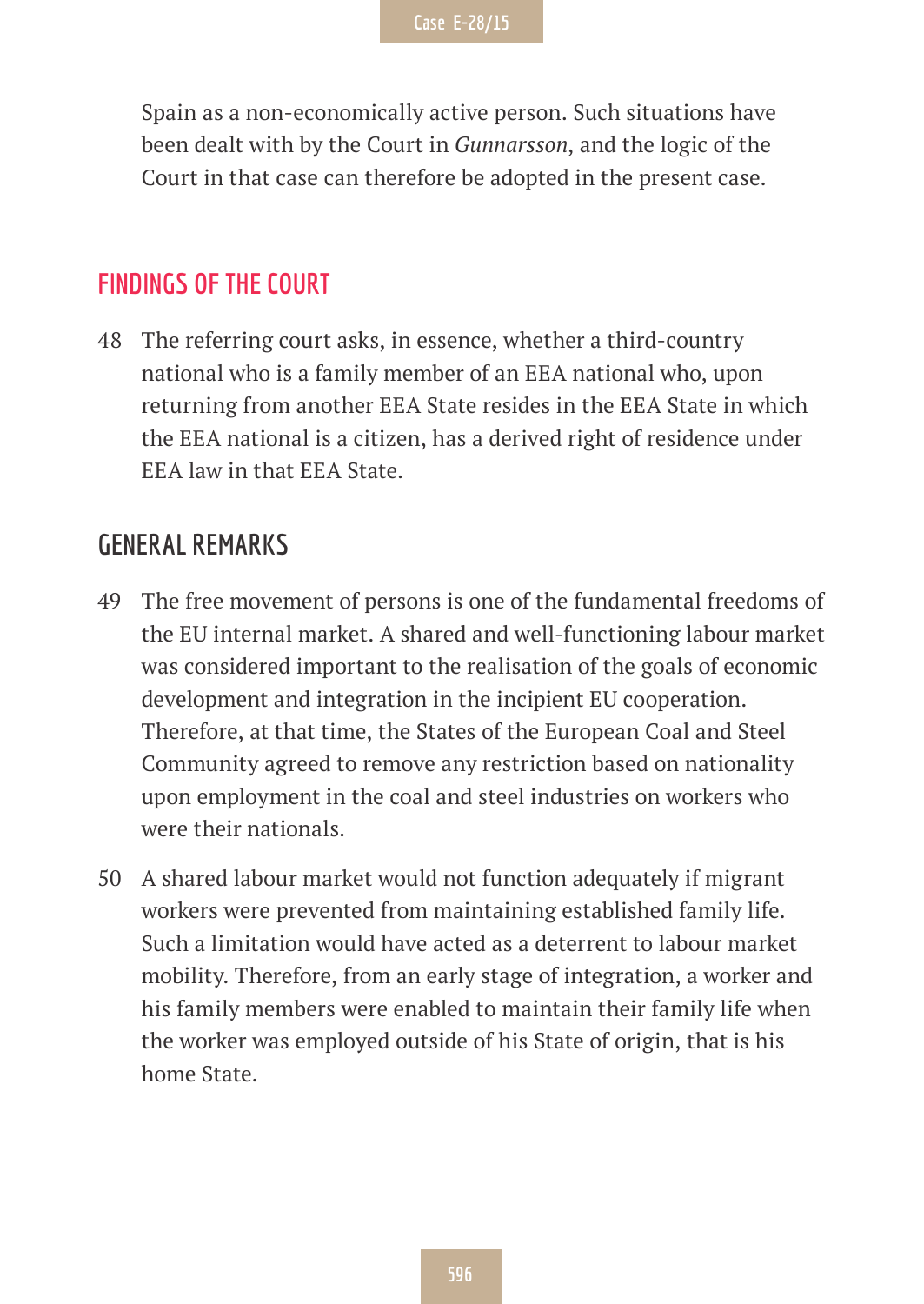Spain as a non-economically active person. Such situations have been dealt with by the Court in *Gunnarsson*, and the logic of the Court in that case can therefore be adopted in the present case.

## FINDINGS OF THE COURT

48 The referring court asks, in essence, whether a third-country national who is a family member of an EEA national who, upon returning from another EEA State resides in the EEA State in which the EEA national is a citizen, has a derived right of residence under EEA law in that EEA State.

### GENERAL REMARKS

49 The free movement of persons is one of the fundamental freedoms of the EU internal market. A shared and well-functioning labour market was considered important to the realisation of the goals of economic development and integration in the incipient EU cooperation. Therefore, at that time, the States of the European Coal and Steel Community agreed to remove any restriction based on nationality upon employment in the coal and steel industries on workers who were their nationals.

50 A shared labour market would not function adequately if migrant workers were prevented from maintaining established family life. Such a limitation would have acted as a deterrent to labour market mobility. Therefore, from an early stage of integration, a worker and his family members were enabled to maintain their family life when the worker was employed outside of his State of origin, that is his home State.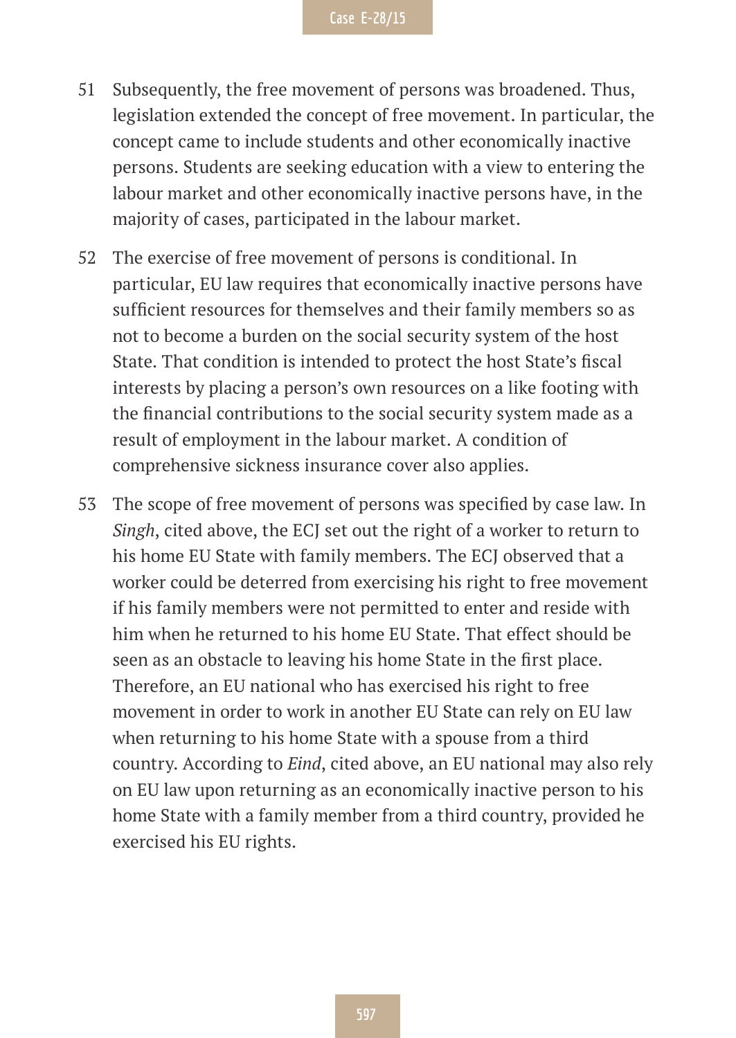51 Subsequently, the free movement of persons was broadened. Thus, legislation extended the concept of free movement. In particular, the concept came to include students and other economically inactive persons. Students are seeking education with a view to entering the labour market and other economically inactive persons have, in the majority of cases, participated in the labour market.

52 The exercise of free movement of persons is conditional. In particular, EU law requires that economically inactive persons have sufficient resources for themselves and their family members so as not to become a burden on the social security system of the host State. That condition is intended to protect the host State's fiscal interests by placing a person's own resources on a like footing with the financial contributions to the social security system made as a result of employment in the labour market. A condition of comprehensive sickness insurance cover also applies.

53 The scope of free movement of persons was specified by case law. In *Singh*, cited above, the ECJ set out the right of a worker to return to his home EU State with family members. The ECJ observed that a worker could be deterred from exercising his right to free movement if his family members were not permitted to enter and reside with him when he returned to his home EU State. That effect should be seen as an obstacle to leaving his home State in the first place. Therefore, an EU national who has exercised his right to free movement in order to work in another EU State can rely on EU law when returning to his home State with a spouse from a third country. According to *Eind*, cited above, an EU national may also rely on EU law upon returning as an economically inactive person to his home State with a family member from a third country, provided he exercised his EU rights.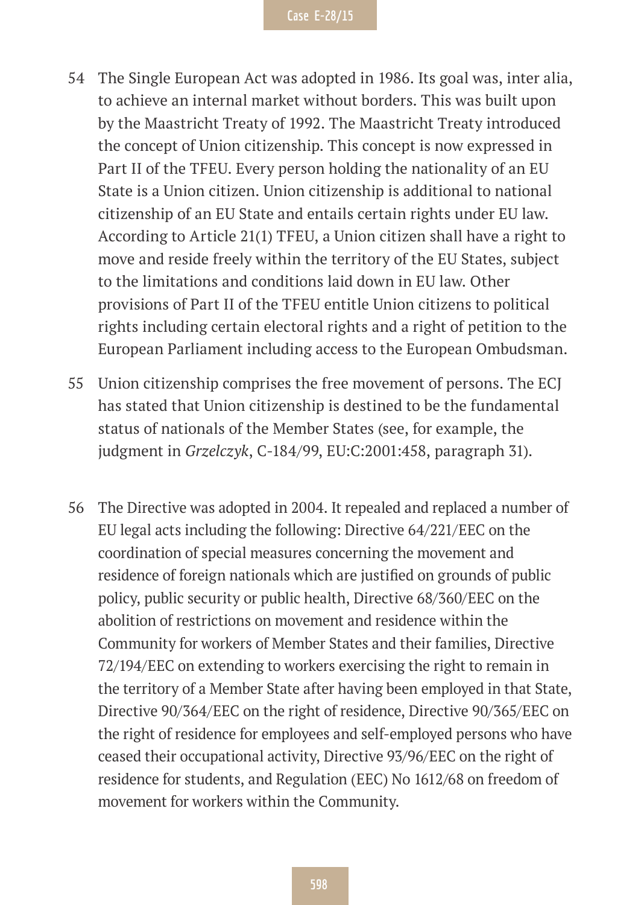54 The Single European Act was adopted in 1986. Its goal was, inter alia, to achieve an internal market without borders. This was built upon by the Maastricht Treaty of 1992. The Maastricht Treaty introduced the concept of Union citizenship. This concept is now expressed in Part II of the TFEU. Every person holding the nationality of an EU State is a Union citizen. Union citizenship is additional to national citizenship of an EU State and entails certain rights under EU law. According to Article 21(1) TFEU, a Union citizen shall have a right to move and reside freely within the territory of the EU States, subject to the limitations and conditions laid down in EU law. Other provisions of Part II of the TFEU entitle Union citizens to political rights including certain electoral rights and a right of petition to the European Parliament including access to the European Ombudsman.

55 Union citizenship comprises the free movement of persons. The ECJ has stated that Union citizenship is destined to be the fundamental status of nationals of the Member States (see, for example, the judgment in *Grzelczyk*, C-184/99, EU:C:2001:458, paragraph 31).

56 The Directive was adopted in 2004. It repealed and replaced a number of EU legal acts including the following: Directive 64/221/EEC on the coordination of special measures concerning the movement and residence of foreign nationals which are justified on grounds of public policy, public security or public health, Directive 68/360/EEC on the abolition of restrictions on movement and residence within the Community for workers of Member States and their families, Directive 72/194/EEC on extending to workers exercising the right to remain in the territory of a Member State after having been employed in that State, Directive 90/364/EEC on the right of residence, Directive 90/365/EEC on the right of residence for employees and self-employed persons who have ceased their occupational activity, Directive 93/96/EEC on the right of residence for students, and Regulation (EEC) No 1612/68 on freedom of movement for workers within the Community.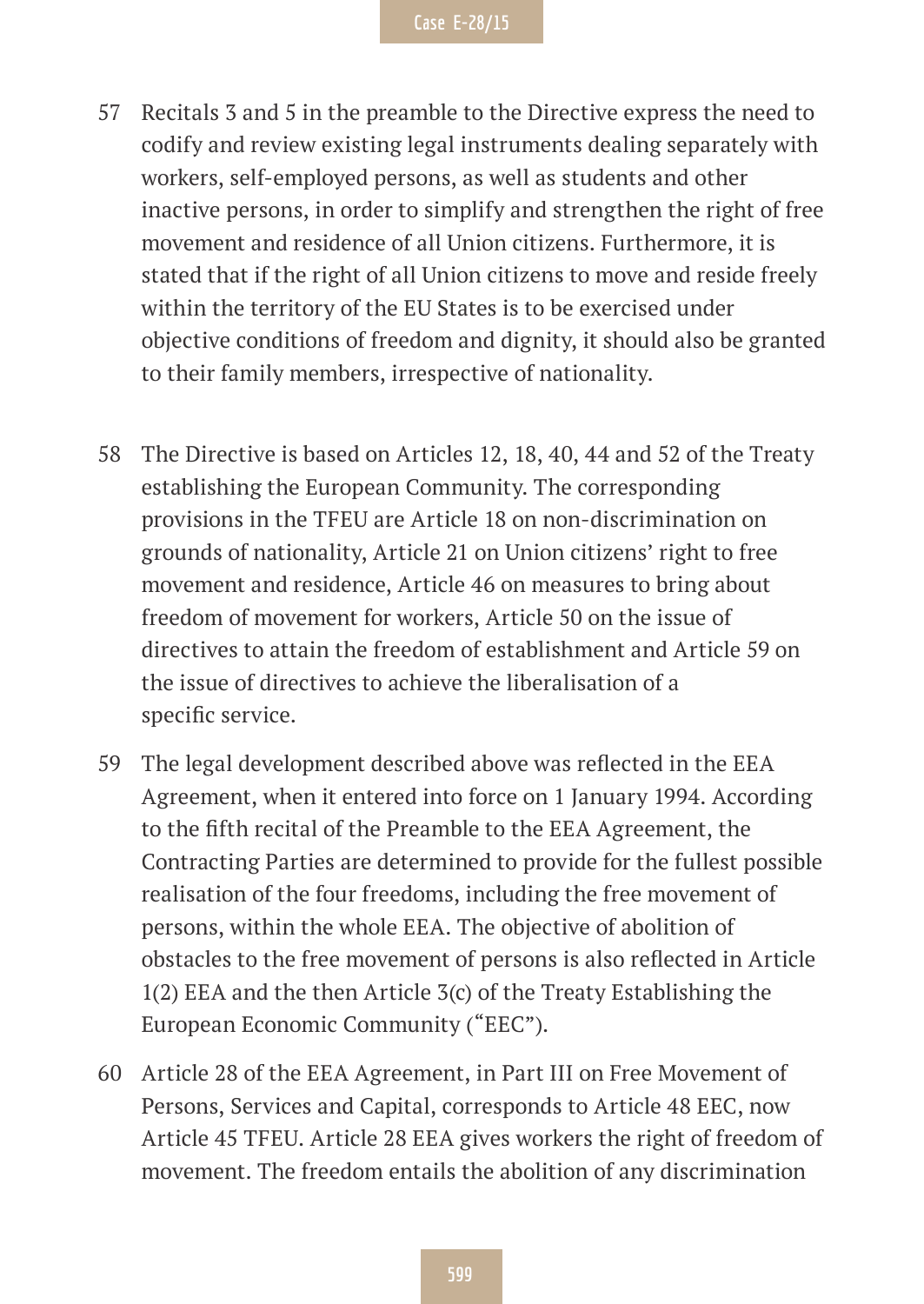57 Recitals 3 and 5 in the preamble to the Directive express the need to codify and review existing legal instruments dealing separately with workers, self-employed persons, as well as students and other inactive persons, in order to simplify and strengthen the right of free movement and residence of all Union citizens. Furthermore, it is stated that if the right of all Union citizens to move and reside freely within the territory of the EU States is to be exercised under objective conditions of freedom and dignity, it should also be granted to their family members, irrespective of nationality.

58 The Directive is based on Articles 12, 18, 40, 44 and 52 of the Treaty establishing the European Community. The corresponding provisions in the TFEU are Article 18 on non-discrimination on grounds of nationality, Article 21 on Union citizens' right to free movement and residence, Article 46 on measures to bring about freedom of movement for workers, Article 50 on the issue of directives to attain the freedom of establishment and Article 59 on the issue of directives to achieve the liberalisation of a specific service.

59 The legal development described above was reflected in the EEA Agreement, when it entered into force on 1 January 1994. According to the fifth recital of the Preamble to the EEA Agreement, the Contracting Parties are determined to provide for the fullest possible realisation of the four freedoms, including the free movement of persons, within the whole EEA. The objective of abolition of obstacles to the free movement of persons is also reflected in Article 1(2) EEA and the then Article 3(c) of the Treaty Establishing the European Economic Community ("EEC").

60 Article 28 of the EEA Agreement, in Part III on Free Movement of Persons, Services and Capital, corresponds to Article 48 EEC, now Article 45 TFEU. Article 28 EEA gives workers the right of freedom of movement. The freedom entails the abolition of any discrimination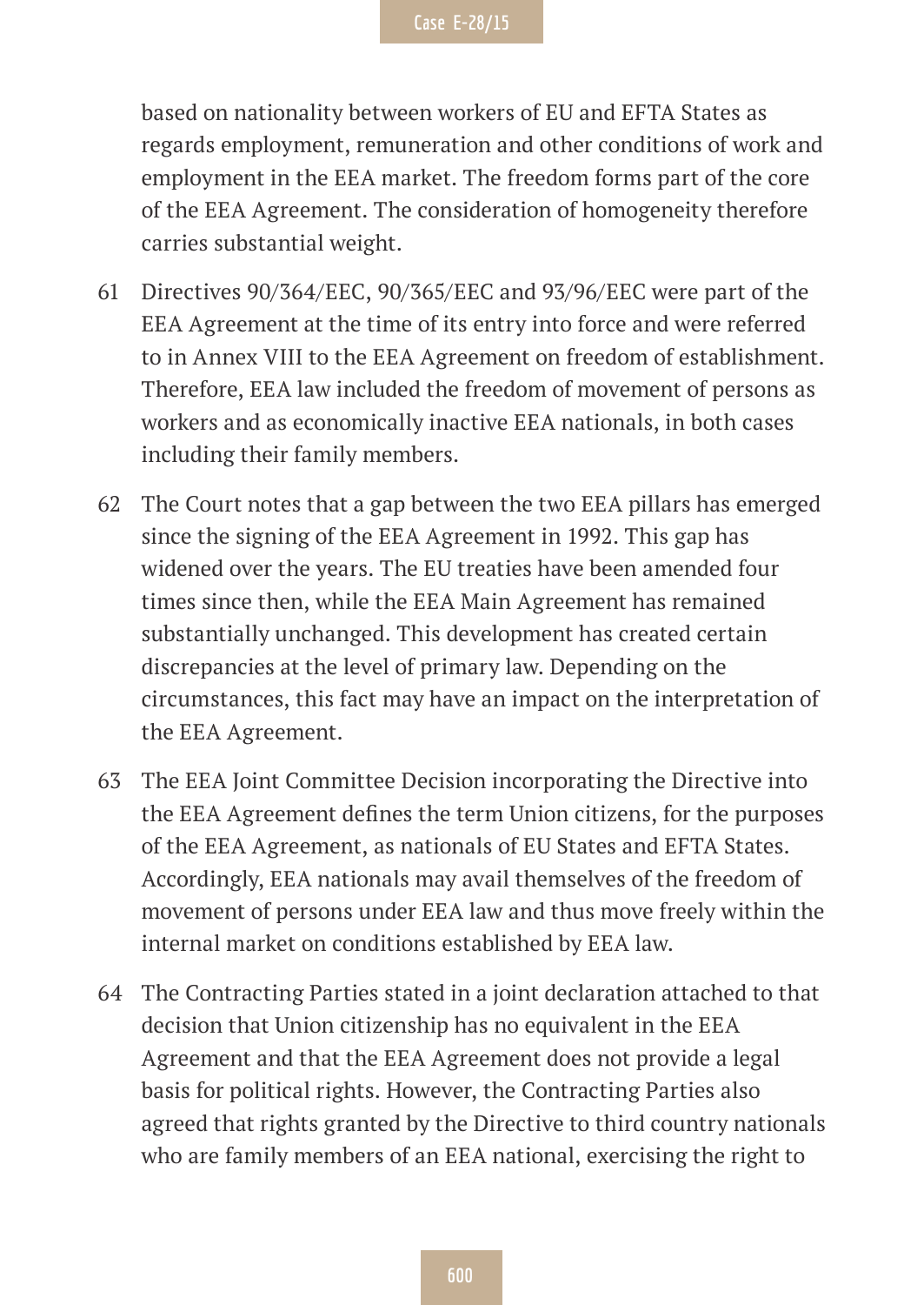based on nationality between workers of EU and EFTA States as regards employment, remuneration and other conditions of work and employment in the EEA market. The freedom forms part of the core of the EEA Agreement. The consideration of homogeneity therefore carries substantial weight.

61 Directives 90/364/EEC, 90/365/EEC and 93/96/EEC were part of the EEA Agreement at the time of its entry into force and were referred to in Annex VIII to the EEA Agreement on freedom of establishment. Therefore, EEA law included the freedom of movement of persons as workers and as economically inactive EEA nationals, in both cases including their family members.

62 The Court notes that a gap between the two EEA pillars has emerged since the signing of the EEA Agreement in 1992. This gap has widened over the years. The EU treaties have been amended four times since then, while the EEA Main Agreement has remained substantially unchanged. This development has created certain discrepancies at the level of primary law. Depending on the circumstances, this fact may have an impact on the interpretation of the EEA Agreement.

63 The EEA Joint Committee Decision incorporating the Directive into the EEA Agreement defines the term Union citizens, for the purposes of the EEA Agreement, as nationals of EU States and EFTA States. Accordingly, EEA nationals may avail themselves of the freedom of movement of persons under EEA law and thus move freely within the internal market on conditions established by EEA law.

64 The Contracting Parties stated in a joint declaration attached to that decision that Union citizenship has no equivalent in the EEA Agreement and that the EEA Agreement does not provide a legal basis for political rights. However, the Contracting Parties also agreed that rights granted by the Directive to third country nationals who are family members of an EEA national, exercising the right to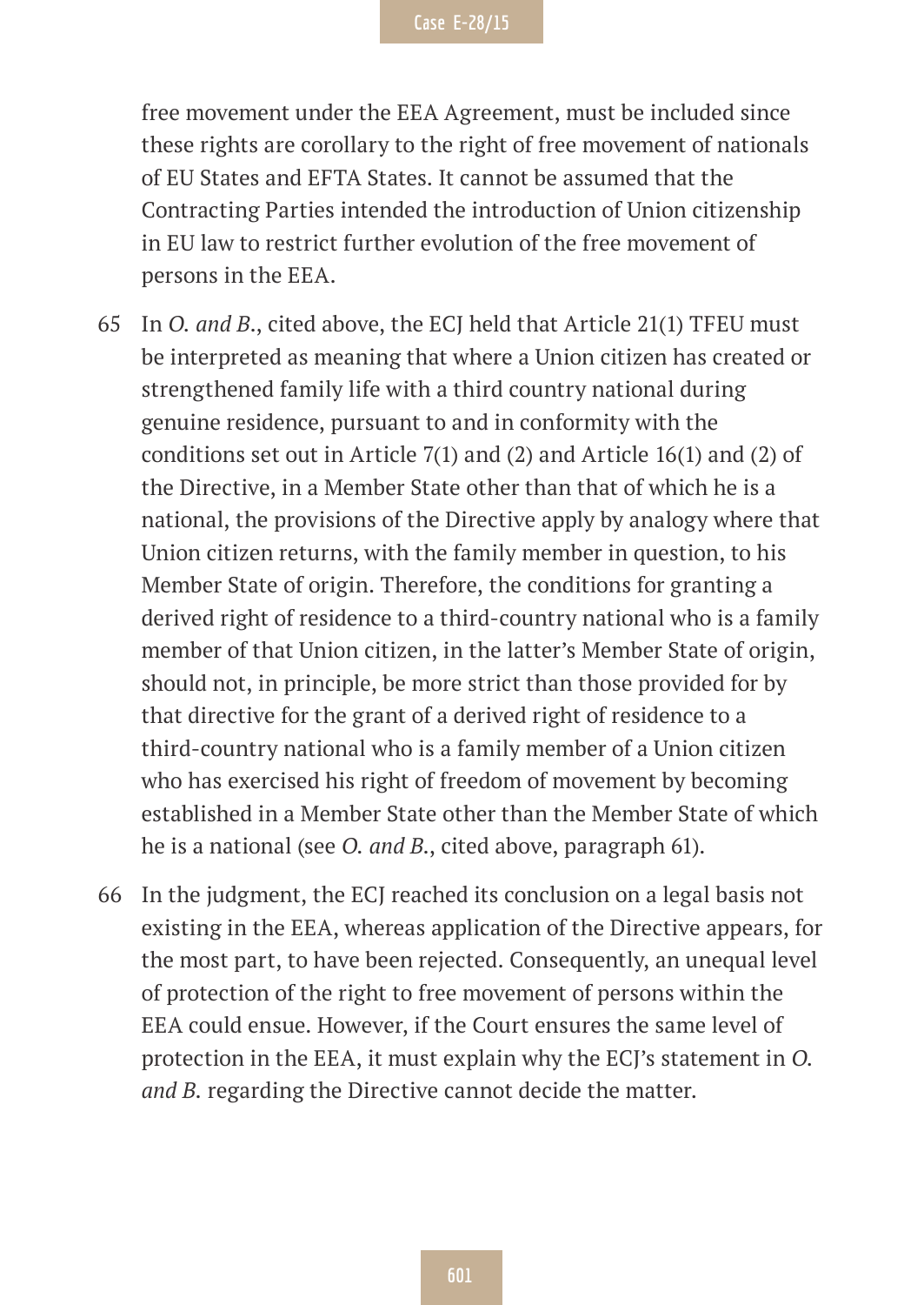free movement under the EEA Agreement, must be included since these rights are corollary to the right of free movement of nationals of EU States and EFTA States. It cannot be assumed that the Contracting Parties intended the introduction of Union citizenship in EU law to restrict further evolution of the free movement of persons in the EEA.

65 In *O. and B.*, cited above, the ECJ held that Article 21(1) TFEU must be interpreted as meaning that where a Union citizen has created or strengthened family life with a third country national during genuine residence, pursuant to and in conformity with the conditions set out in Article 7(1) and (2) and Article 16(1) and (2) of the Directive, in a Member State other than that of which he is a national, the provisions of the Directive apply by analogy where that Union citizen returns, with the family member in question, to his Member State of origin. Therefore, the conditions for granting a derived right of residence to a third-country national who is a family member of that Union citizen, in the latter's Member State of origin, should not, in principle, be more strict than those provided for by that directive for the grant of a derived right of residence to a third-country national who is a family member of a Union citizen who has exercised his right of freedom of movement by becoming established in a Member State other than the Member State of which he is a national (see *O. and B.*, cited above, paragraph 61).

66 In the judgment, the ECJ reached its conclusion on a legal basis not existing in the EEA, whereas application of the Directive appears, for the most part, to have been rejected. Consequently, an unequal level of protection of the right to free movement of persons within the EEA could ensue. However, if the Court ensures the same level of protection in the EEA, it must explain why the ECJ's statement in *O. and B.* regarding the Directive cannot decide the matter.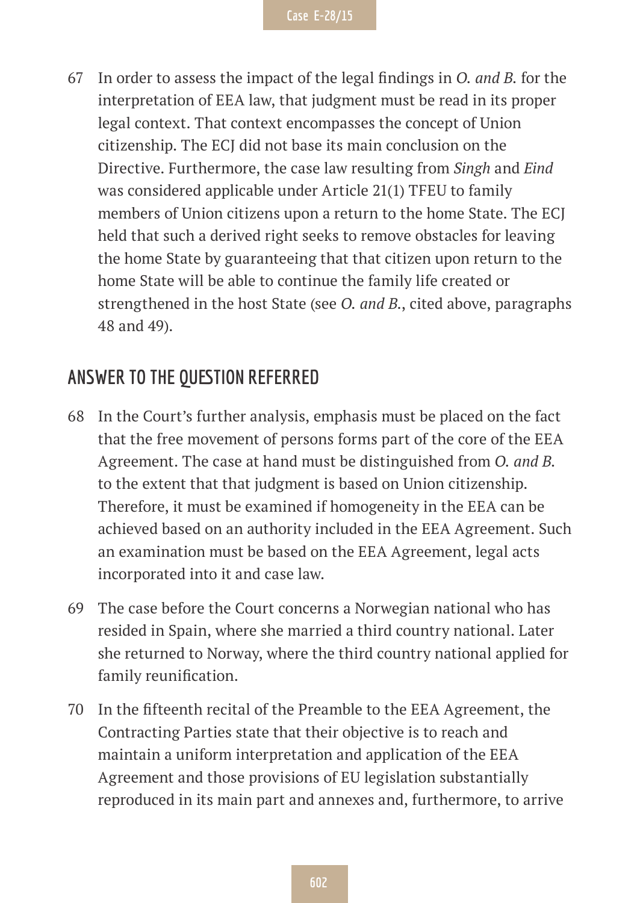67 In order to assess the impact of the legal findings in *O. and B.* for the interpretation of EEA law, that judgment must be read in its proper legal context. That context encompasses the concept of Union citizenship. The ECJ did not base its main conclusion on the Directive. Furthermore, the case law resulting from *Singh* and *Eind* was considered applicable under Article 21(1) TFEU to family members of Union citizens upon a return to the home State. The ECJ held that such a derived right seeks to remove obstacles for leaving the home State by guaranteeing that that citizen upon return to the home State will be able to continue the family life created or strengthened in the host State (see *O. and B.*, cited above, paragraphs 48 and 49).

## ANSWER TO THE QUESTION REFERRED

68 In the Court's further analysis, emphasis must be placed on the fact that the free movement of persons forms part of the core of the EEA Agreement. The case at hand must be distinguished from *O. and B.* to the extent that that judgment is based on Union citizenship. Therefore, it must be examined if homogeneity in the EEA can be achieved based on an authority included in the EEA Agreement. Such an examination must be based on the EEA Agreement, legal acts incorporated into it and case law.

69 The case before the Court concerns a Norwegian national who has resided in Spain, where she married a third country national. Later she returned to Norway, where the third country national applied for family reunification.

70 In the fifteenth recital of the Preamble to the EEA Agreement, the Contracting Parties state that their objective is to reach and maintain a uniform interpretation and application of the EEA Agreement and those provisions of EU legislation substantially reproduced in its main part and annexes and, furthermore, to arrive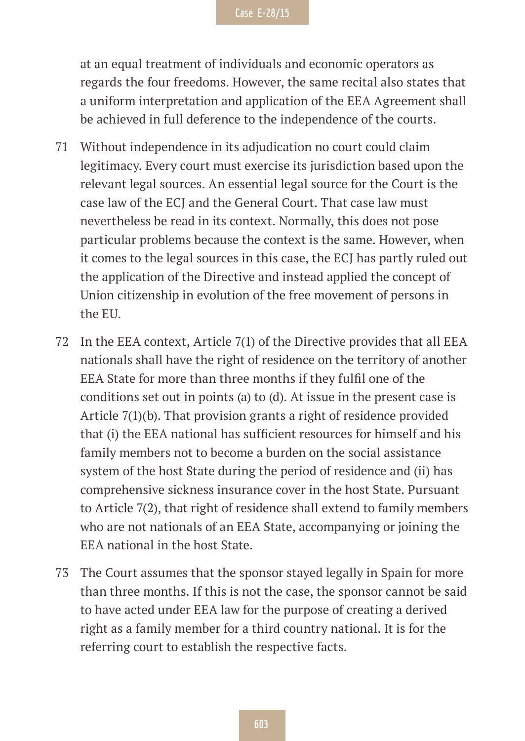at an equal treatment of individuals and economic operators as regards the four freedoms. However, the same recital also states that a uniform interpretation and application of the EEA Agreement shall be achieved in full deference to the independence of the courts.

71 Without independence in its adjudication no court could claim legitimacy. Every court must exercise its jurisdiction based upon the relevant legal sources. An essential legal source for the Court is the case law of the ECJ and the General Court. That case law must nevertheless be read in its context. Normally, this does not pose particular problems because the context is the same. However, when it comes to the legal sources in this case, the ECJ has partly ruled out the application of the Directive and instead applied the concept of Union citizenship in evolution of the free movement of persons in the EU.

72 In the EEA context, Article 7(1) of the Directive provides that all EEA nationals shall have the right of residence on the territory of another EEA State for more than three months if they fulfil one of the conditions set out in points (a) to (d). At issue in the present case is Article 7(1)(b). That provision grants a right of residence provided that (i) the EEA national has sufficient resources for himself and his family members not to become a burden on the social assistance system of the host State during the period of residence and (ii) has comprehensive sickness insurance cover in the host State. Pursuant to Article 7(2), that right of residence shall extend to family members who are not nationals of an EEA State, accompanying or joining the EEA national in the host State.

73 The Court assumes that the sponsor stayed legally in Spain for more than three months. If this is not the case, the sponsor cannot be said to have acted under EEA law for the purpose of creating a derived right as a family member for a third country national. It is for the referring court to establish the respective facts.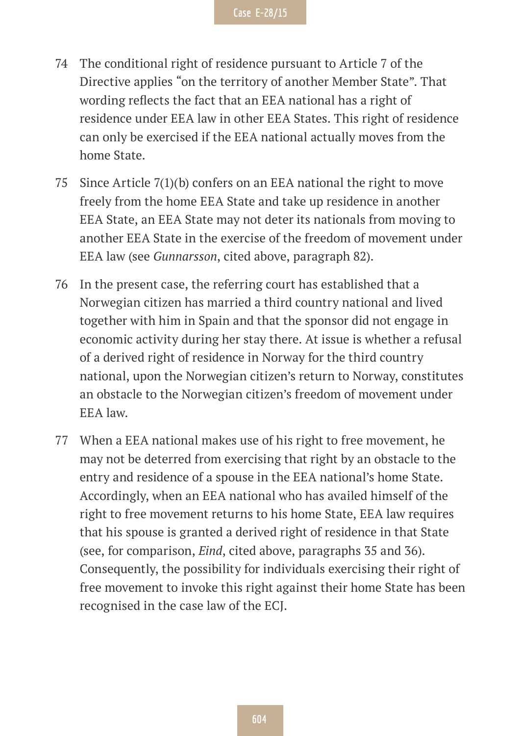74 The conditional right of residence pursuant to Article 7 of the Directive applies "on the territory of another Member State". That wording reflects the fact that an EEA national has a right of residence under EEA law in other EEA States. This right of residence can only be exercised if the EEA national actually moves from the home State.

75 Since Article 7(1)(b) confers on an EEA national the right to move freely from the home EEA State and take up residence in another EEA State, an EEA State may not deter its nationals from moving to another EEA State in the exercise of the freedom of movement under EEA law (see *Gunnarsson*, cited above, paragraph 82).

76 In the present case, the referring court has established that a Norwegian citizen has married a third country national and lived together with him in Spain and that the sponsor did not engage in economic activity during her stay there. At issue is whether a refusal of a derived right of residence in Norway for the third country national, upon the Norwegian citizen's return to Norway, constitutes an obstacle to the Norwegian citizen's freedom of movement under EEA law.

77 When a EEA national makes use of his right to free movement, he may not be deterred from exercising that right by an obstacle to the entry and residence of a spouse in the EEA national's home State. Accordingly, when an EEA national who has availed himself of the right to free movement returns to his home State, EEA law requires that his spouse is granted a derived right of residence in that State (see, for comparison, *Eind*, cited above, paragraphs 35 and 36). Consequently, the possibility for individuals exercising their right of free movement to invoke this right against their home State has been recognised in the case law of the ECJ.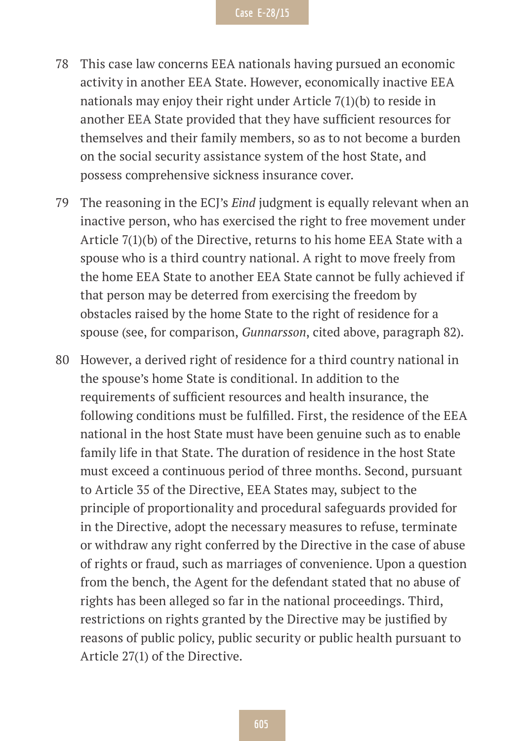78 This case law concerns EEA nationals having pursued an economic activity in another EEA State. However, economically inactive EEA nationals may enjoy their right under Article 7(1)(b) to reside in another EEA State provided that they have sufficient resources for themselves and their family members, so as to not become a burden on the social security assistance system of the host State, and possess comprehensive sickness insurance cover.

79 The reasoning in the ECJ's *Eind* judgment is equally relevant when an inactive person, who has exercised the right to free movement under Article 7(1)(b) of the Directive, returns to his home EEA State with a spouse who is a third country national. A right to move freely from the home EEA State to another EEA State cannot be fully achieved if that person may be deterred from exercising the freedom by obstacles raised by the home State to the right of residence for a spouse (see, for comparison, *Gunnarsson*, cited above, paragraph 82).

80 However, a derived right of residence for a third country national in the spouse's home State is conditional. In addition to the requirements of sufficient resources and health insurance, the following conditions must be fulfilled. First, the residence of the EEA national in the host State must have been genuine such as to enable family life in that State. The duration of residence in the host State must exceed a continuous period of three months. Second, pursuant to Article 35 of the Directive, EEA States may, subject to the principle of proportionality and procedural safeguards provided for in the Directive, adopt the necessary measures to refuse, terminate or withdraw any right conferred by the Directive in the case of abuse of rights or fraud, such as marriages of convenience. Upon a question from the bench, the Agent for the defendant stated that no abuse of rights has been alleged so far in the national proceedings. Third, restrictions on rights granted by the Directive may be justified by reasons of public policy, public security or public health pursuant to Article 27(1) of the Directive.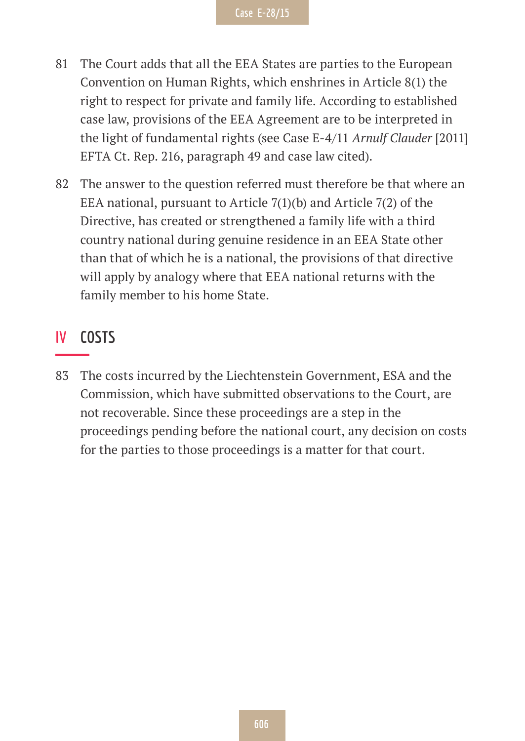81 The Court adds that all the EEA States are parties to the European Convention on Human Rights, which enshrines in Article 8(1) the right to respect for private and family life. According to established case law, provisions of the EEA Agreement are to be interpreted in the light of fundamental rights (see Case E-4/11 *Arnulf Clauder* [2011] EFTA Ct. Rep. 216, paragraph 49 and case law cited).

82 The answer to the question referred must therefore be that where an EEA national, pursuant to Article 7(1)(b) and Article 7(2) of the Directive, has created or strengthened a family life with a third country national during genuine residence in an EEA State other than that of which he is a national, the provisions of that directive will apply by analogy where that EEA national returns with the family member to his home State.

## IV COSTS

83 The costs incurred by the Liechtenstein Government, ESA and the Commission, which have submitted observations to the Court, are not recoverable. Since these proceedings are a step in the proceedings pending before the national court, any decision on costs for the parties to those proceedings is a matter for that court.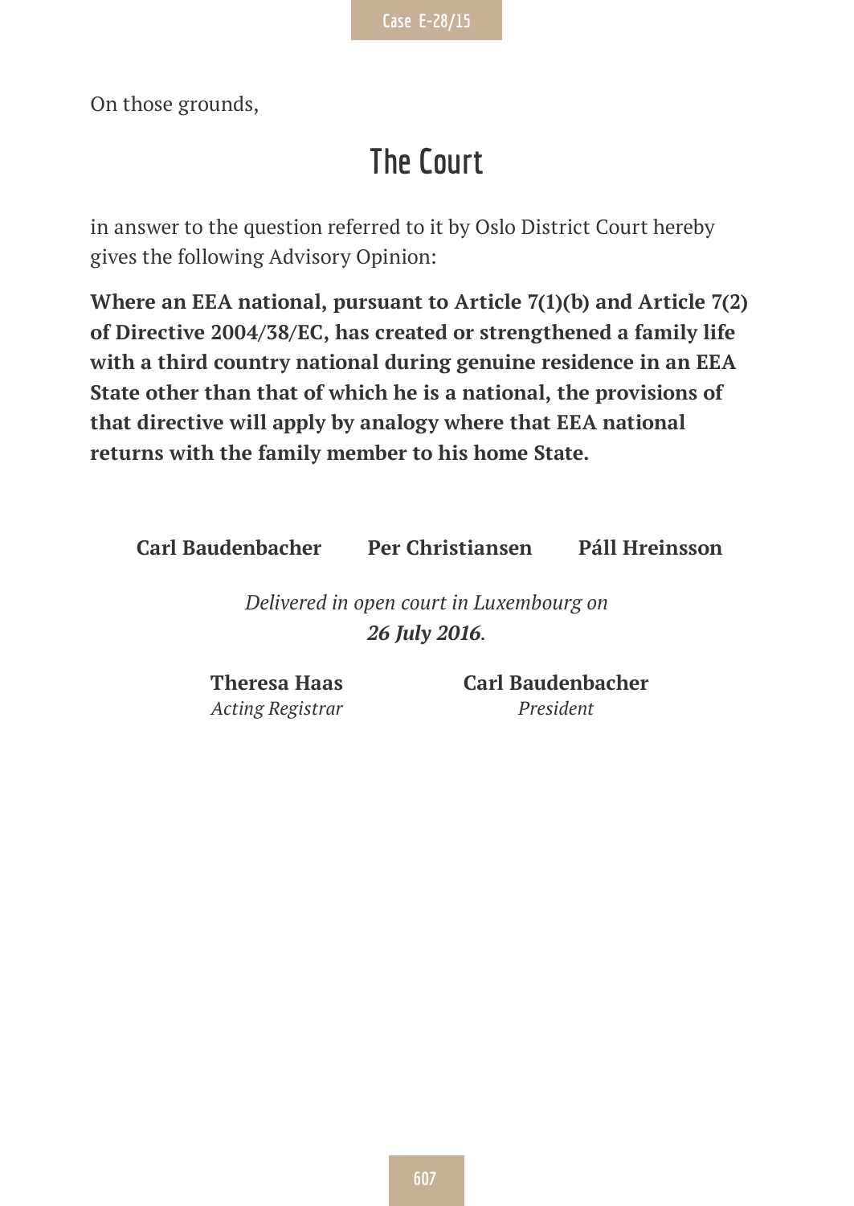On those grounds,

# The Court

in answer to the question referred to it by Oslo District Court hereby gives the following Advisory Opinion:

**Where an EEA national, pursuant to Article 7(1)(b) and Article 7(2) of Directive 2004/38/EC, has created or strengthened a family life with a third country national during genuine residence in an EEA State other than that of which he is a national, the provisions of that directive will apply by analogy where that EEA national returns with the family member to his home State.**

**Carl Baudenbacher** **Per Christiansen** **Páll Hreinsson**

*Delivered in open court in Luxembourg on* ***26 July 2016****.*

**Theresa Haas**
*Acting Registrar*

**Carl Baudenbacher**
*President*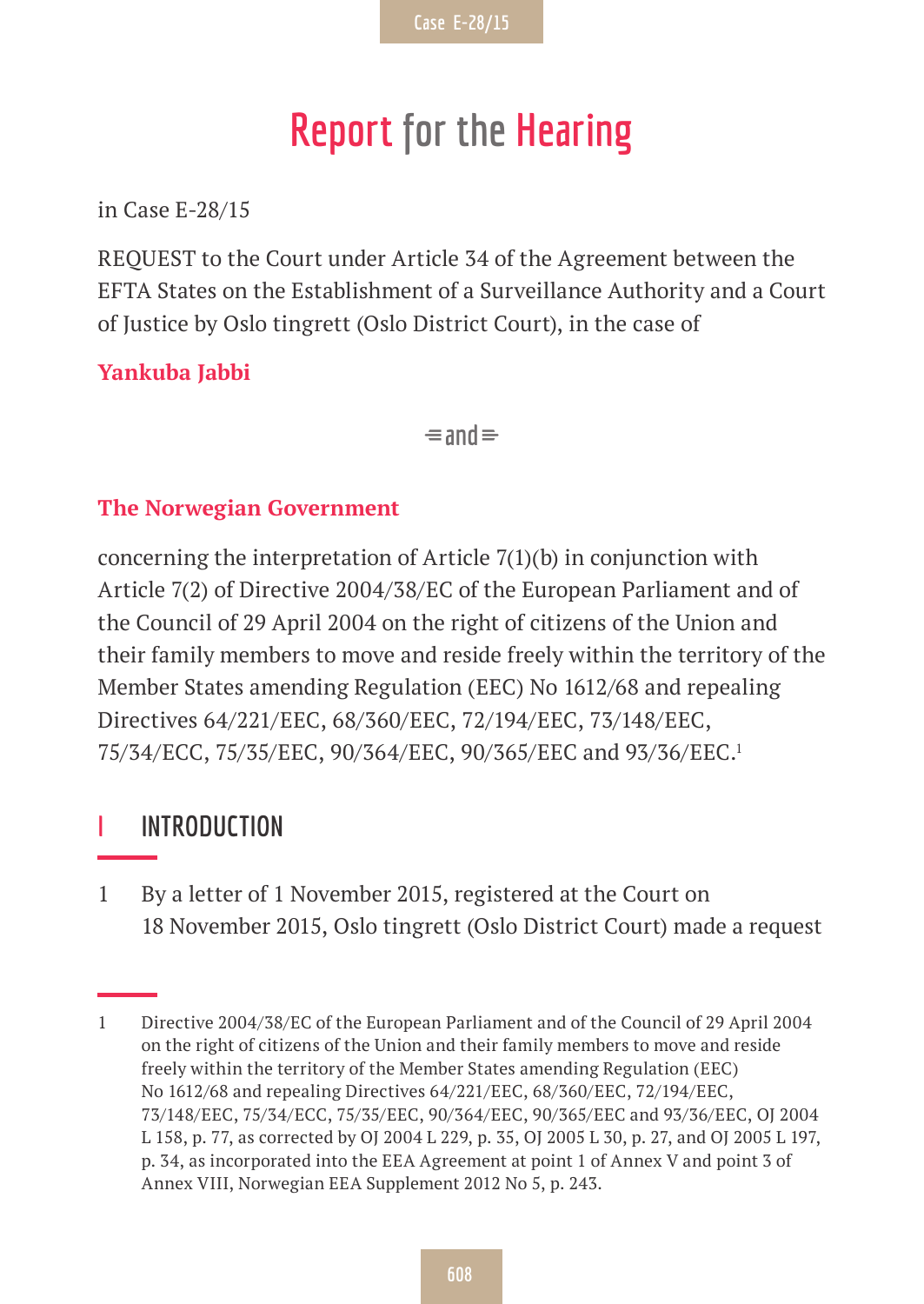# Report for the Hearing

in Case E-28/15

REQUEST to the Court under Article 34 of the Agreement between the EFTA States on the Establishment of a Surveillance Authority and a Court of Justice by Oslo tingrett (Oslo District Court), in the case of

**Yankuba Jabbi**

and

**The Norwegian Government**

concerning the interpretation of Article 7(1)(b) in conjunction with Article 7(2) of Directive 2004/38/EC of the European Parliament and of the Council of 29 April 2004 on the right of citizens of the Union and their family members to move and reside freely within the territory of the Member States amending Regulation (EEC) No 1612/68 and repealing Directives 64/221/EEC, 68/360/EEC, 72/194/EEC, 73/148/EEC, 75/34/ECC, 75/35/EEC, 90/364/EEC, 90/365/EEC and 93/36/EEC.[1]

## I INTRODUCTION

1 By a letter of 1 November 2015, registered at the Court on 18 November 2015, Oslo tingrett (Oslo District Court) made a request

---

1 Directive 2004/38/EC of the European Parliament and of the Council of 29 April 2004 on the right of citizens of the Union and their family members to move and reside freely within the territory of the Member States amending Regulation (EEC) No 1612/68 and repealing Directives 64/221/EEC, 68/360/EEC, 72/194/EEC, 73/148/EEC, 75/34/ECC, 75/35/EEC, 90/364/EEC, 90/365/EEC and 93/36/EEC, OJ 2004 L 158, p. 77, as corrected by OJ 2004 L 229, p. 35, OJ 2005 L 30, p. 27, and OJ 2005 L 197, p. 34, as incorporated into the EEA Agreement at point 1 of Annex V and point 3 of Annex VIII, Norwegian EEA Supplement 2012 No 5, p. 243.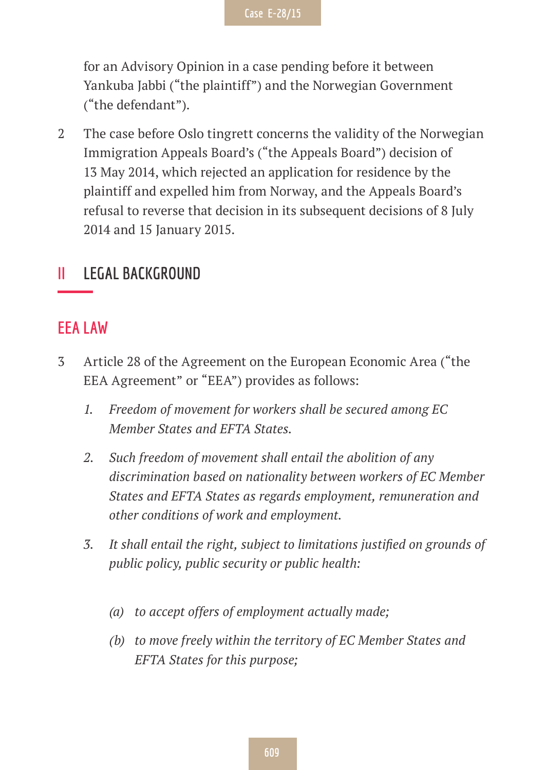for an Advisory Opinion in a case pending before it between Yankuba Jabbi ("the plaintiff") and the Norwegian Government ("the defendant").

2 The case before Oslo tingrett concerns the validity of the Norwegian Immigration Appeals Board's ("the Appeals Board") decision of 13 May 2014, which rejected an application for residence by the plaintiff and expelled him from Norway, and the Appeals Board's refusal to reverse that decision in its subsequent decisions of 8 July 2014 and 15 January 2015.

## II LEGAL BACKGROUND

### EEA LAW

3 Article 28 of the Agreement on the European Economic Area ("the EEA Agreement" or "EEA") provides as follows:

> *1. Freedom of movement for workers shall be secured among EC Member States and EFTA States.*
>
> *2. Such freedom of movement shall entail the abolition of any discrimination based on nationality between workers of EC Member States and EFTA States as regards employment, remuneration and other conditions of work and employment.*
>
> *3. It shall entail the right, subject to limitations justified on grounds of public policy, public security or public health:*
>
> *(a) to accept offers of employment actually made;*
>
> *(b) to move freely within the territory of EC Member States and EFTA States for this purpose;*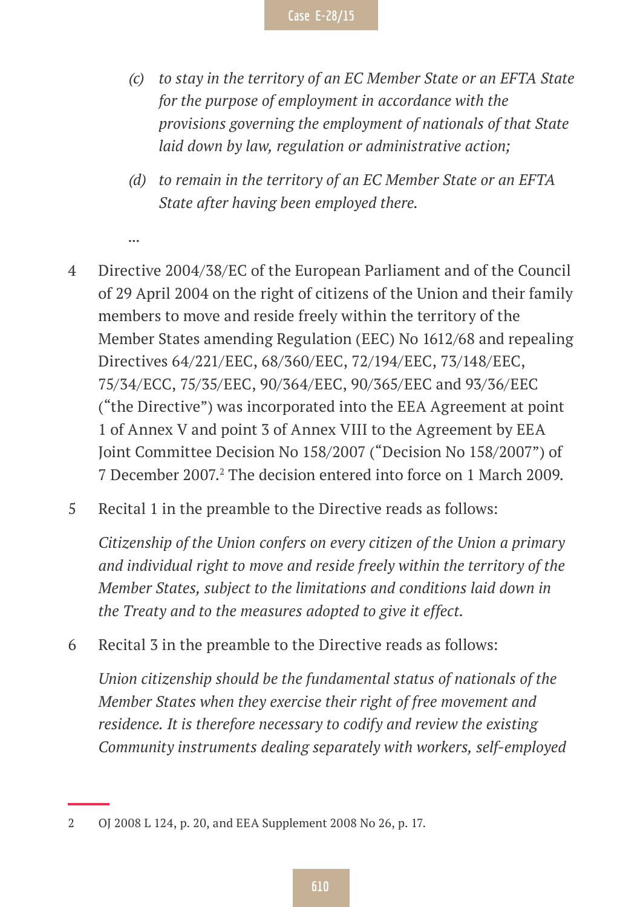*(c) to stay in the territory of an EC Member State or an EFTA State for the purpose of employment in accordance with the provisions governing the employment of nationals of that State laid down by law, regulation or administrative action;*

*(d) to remain in the territory of an EC Member State or an EFTA State after having been employed there.*

...

4 Directive 2004/38/EC of the European Parliament and of the Council of 29 April 2004 on the right of citizens of the Union and their family members to move and reside freely within the territory of the Member States amending Regulation (EEC) No 1612/68 and repealing Directives 64/221/EEC, 68/360/EEC, 72/194/EEC, 73/148/EEC, 75/34/ECC, 75/35/EEC, 90/364/EEC, 90/365/EEC and 93/36/EEC ("the Directive") was incorporated into the EEA Agreement at point 1 of Annex V and point 3 of Annex VIII to the Agreement by EEA Joint Committee Decision No 158/2007 ("Decision No 158/2007") of 7 December 2007.[2] The decision entered into force on 1 March 2009.

5 Recital 1 in the preamble to the Directive reads as follows:

*Citizenship of the Union confers on every citizen of the Union a primary and individual right to move and reside freely within the territory of the Member States, subject to the limitations and conditions laid down in the Treaty and to the measures adopted to give it effect.*

6 Recital 3 in the preamble to the Directive reads as follows:

*Union citizenship should be the fundamental status of nationals of the Member States when they exercise their right of free movement and residence. It is therefore necessary to codify and review the existing Community instruments dealing separately with workers, self-employed*

2 OJ 2008 L 124, p. 20, and EEA Supplement 2008 No 26, p. 17.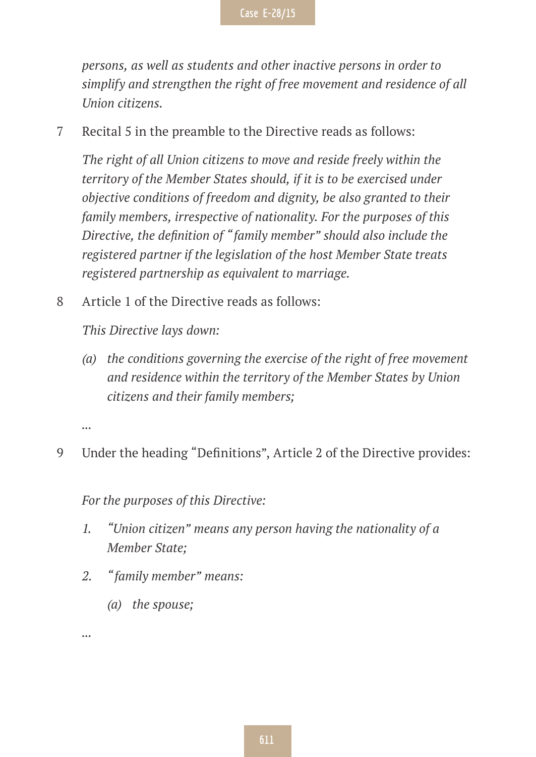*persons, as well as students and other inactive persons in order to simplify and strengthen the right of free movement and residence of all Union citizens.*

7 Recital 5 in the preamble to the Directive reads as follows:

*The right of all Union citizens to move and reside freely within the territory of the Member States should, if it is to be exercised under objective conditions of freedom and dignity, be also granted to their family members, irrespective of nationality. For the purposes of this Directive, the definition of "family member" should also include the registered partner if the legislation of the host Member State treats registered partnership as equivalent to marriage.*

8 Article 1 of the Directive reads as follows:

*This Directive lays down:*

*(a) the conditions governing the exercise of the right of free movement and residence within the territory of the Member States by Union citizens and their family members;*

*…*

9 Under the heading "Definitions", Article 2 of the Directive provides:

*For the purposes of this Directive:*

*1. "Union citizen" means any person having the nationality of a Member State;*

*2. "family member" means:*

*(a) the spouse;*

*…*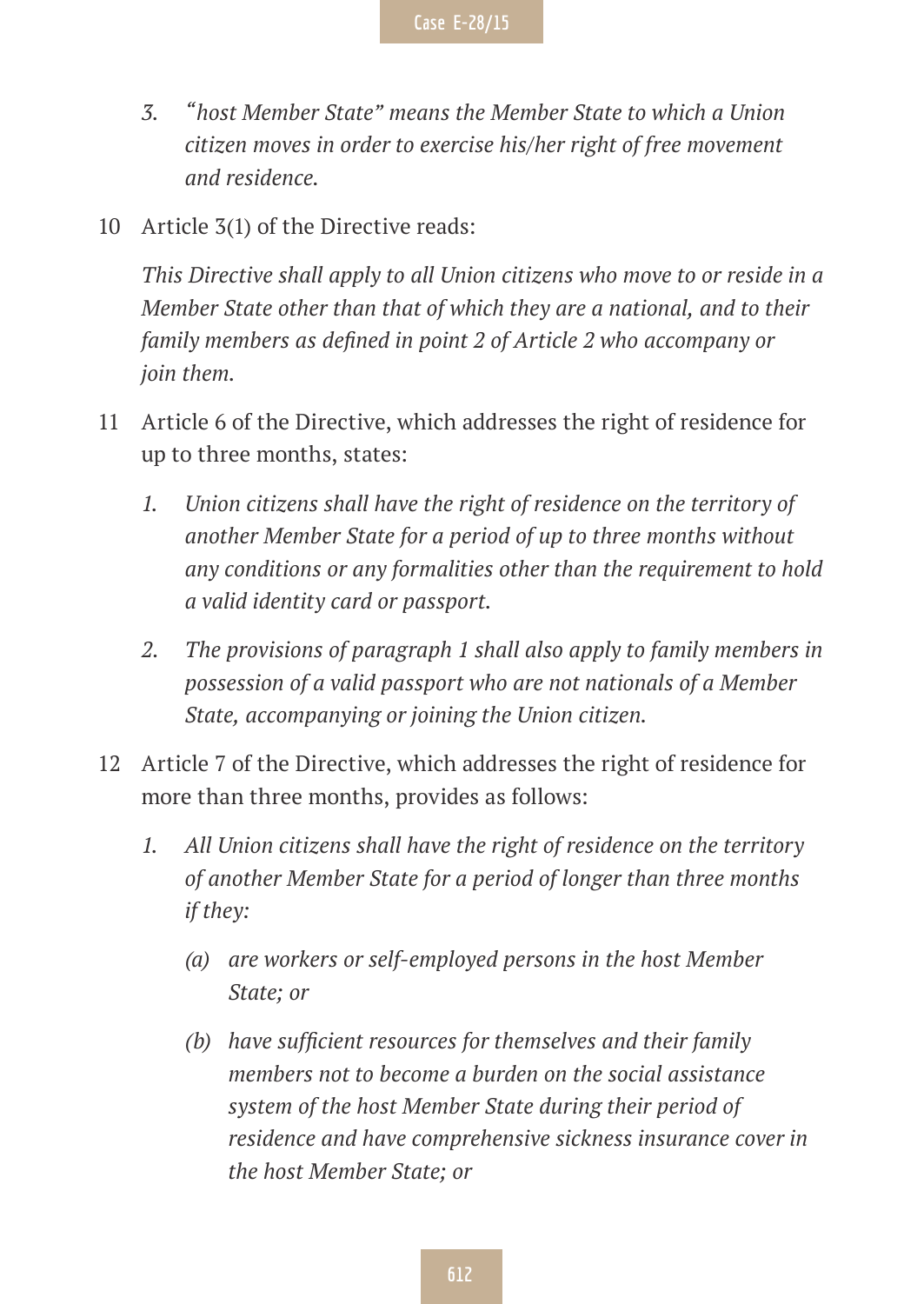> 3. *"host Member State" means the Member State to which a Union citizen moves in order to exercise his/her right of free movement and residence.*

10 Article 3(1) of the Directive reads:

> *This Directive shall apply to all Union citizens who move to or reside in a Member State other than that of which they are a national, and to their family members as defined in point 2 of Article 2 who accompany or join them.*

11 Article 6 of the Directive, which addresses the right of residence for up to three months, states:

> 1. *Union citizens shall have the right of residence on the territory of another Member State for a period of up to three months without any conditions or any formalities other than the requirement to hold a valid identity card or passport.*
>
> 2. *The provisions of paragraph 1 shall also apply to family members in possession of a valid passport who are not nationals of a Member State, accompanying or joining the Union citizen.*

12 Article 7 of the Directive, which addresses the right of residence for more than three months, provides as follows:

> 1. *All Union citizens shall have the right of residence on the territory of another Member State for a period of longer than three months if they:*
>
>    (a) *are workers or self-employed persons in the host Member State; or*
>
>    (b) *have sufficient resources for themselves and their family members not to become a burden on the social assistance system of the host Member State during their period of residence and have comprehensive sickness insurance cover in the host Member State; or*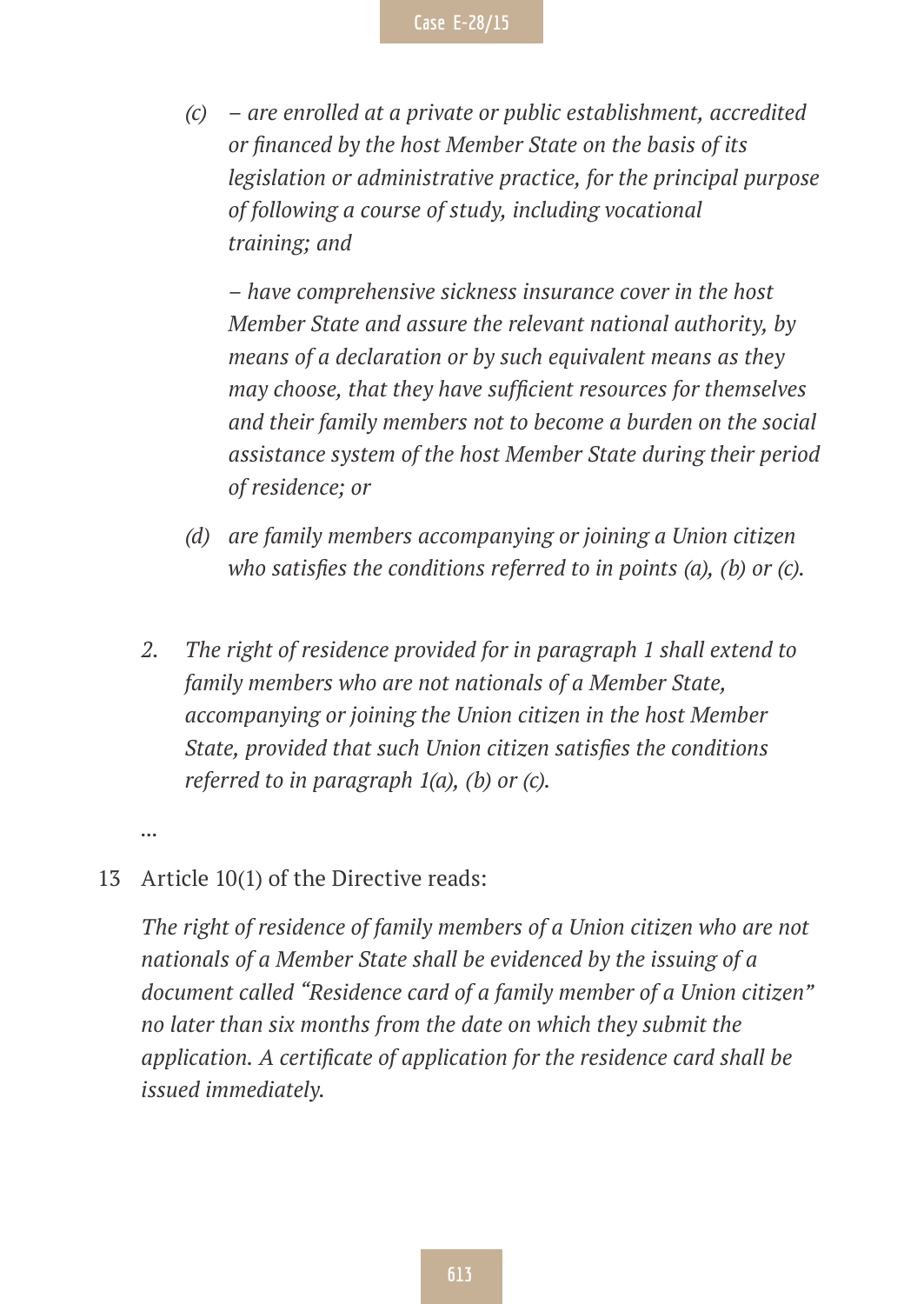*(c) – are enrolled at a private or public establishment, accredited or financed by the host Member State on the basis of its legislation or administrative practice, for the principal purpose of following a course of study, including vocational training; and*

*– have comprehensive sickness insurance cover in the host Member State and assure the relevant national authority, by means of a declaration or by such equivalent means as they may choose, that they have sufficient resources for themselves and their family members not to become a burden on the social assistance system of the host Member State during their period of residence; or*

*(d) are family members accompanying or joining a Union citizen who satisfies the conditions referred to in points (a), (b) or (c).*

*2. The right of residence provided for in paragraph 1 shall extend to family members who are not nationals of a Member State, accompanying or joining the Union citizen in the host Member State, provided that such Union citizen satisfies the conditions referred to in paragraph 1(a), (b) or (c).*

…

13 Article 10(1) of the Directive reads:

*The right of residence of family members of a Union citizen who are not nationals of a Member State shall be evidenced by the issuing of a document called "Residence card of a family member of a Union citizen" no later than six months from the date on which they submit the application. A certificate of application for the residence card shall be issued immediately.*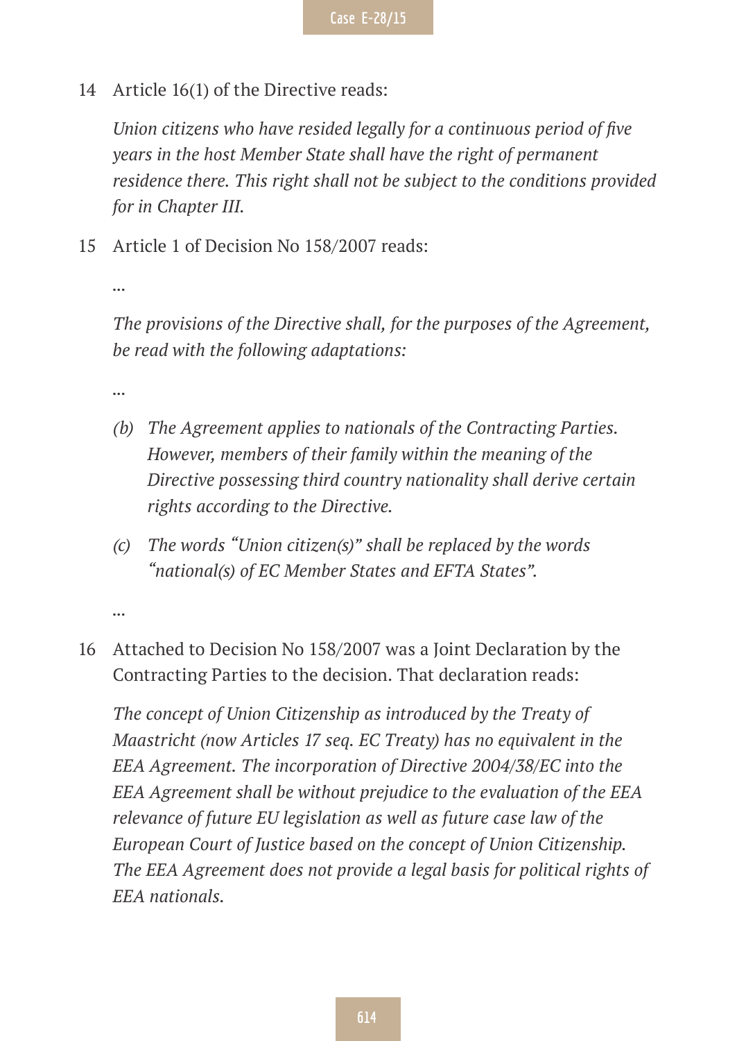14 Article 16(1) of the Directive reads:

*Union citizens who have resided legally for a continuous period of five years in the host Member State shall have the right of permanent residence there. This right shall not be subject to the conditions provided for in Chapter III.*

15 Article 1 of Decision No 158/2007 reads:

…

*The provisions of the Directive shall, for the purposes of the Agreement, be read with the following adaptations:*

…

*(b) The Agreement applies to nationals of the Contracting Parties. However, members of their family within the meaning of the Directive possessing third country nationality shall derive certain rights according to the Directive.*

*(c) The words "Union citizen(s)" shall be replaced by the words "national(s) of EC Member States and EFTA States".*

…

16 Attached to Decision No 158/2007 was a Joint Declaration by the Contracting Parties to the decision. That declaration reads:

*The concept of Union Citizenship as introduced by the Treaty of Maastricht (now Articles 17 seq. EC Treaty) has no equivalent in the EEA Agreement. The incorporation of Directive 2004/38/EC into the EEA Agreement shall be without prejudice to the evaluation of the EEA relevance of future EU legislation as well as future case law of the European Court of Justice based on the concept of Union Citizenship. The EEA Agreement does not provide a legal basis for political rights of EEA nationals.*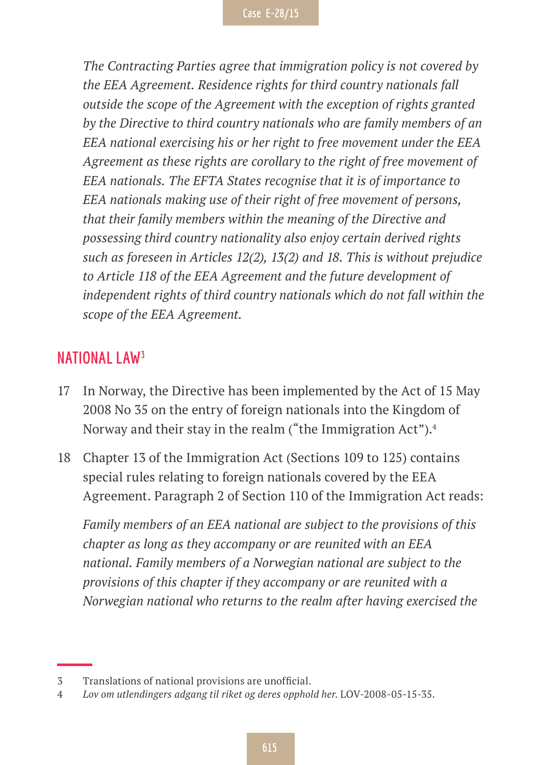*The Contracting Parties agree that immigration policy is not covered by the EEA Agreement. Residence rights for third country nationals fall outside the scope of the Agreement with the exception of rights granted by the Directive to third country nationals who are family members of an EEA national exercising his or her right to free movement under the EEA Agreement as these rights are corollary to the right of free movement of EEA nationals. The EFTA States recognise that it is of importance to EEA nationals making use of their right of free movement of persons, that their family members within the meaning of the Directive and possessing third country nationality also enjoy certain derived rights such as foreseen in Articles 12(2), 13(2) and 18. This is without prejudice to Article 118 of the EEA Agreement and the future development of independent rights of third country nationals which do not fall within the scope of the EEA Agreement.*

## NATIONAL LAW[3]

17 In Norway, the Directive has been implemented by the Act of 15 May 2008 No 35 on the entry of foreign nationals into the Kingdom of Norway and their stay in the realm ("the Immigration Act").[4]

18 Chapter 13 of the Immigration Act (Sections 109 to 125) contains special rules relating to foreign nationals covered by the EEA Agreement. Paragraph 2 of Section 110 of the Immigration Act reads:

*Family members of an EEA national are subject to the provisions of this chapter as long as they accompany or are reunited with an EEA national. Family members of a Norwegian national are subject to the provisions of this chapter if they accompany or are reunited with a Norwegian national who returns to the realm after having exercised the*

---

3 Translations of national provisions are unofficial.

4 *Lov om utlendingers adgang til riket og deres opphold her.* LOV-2008-05-15-35.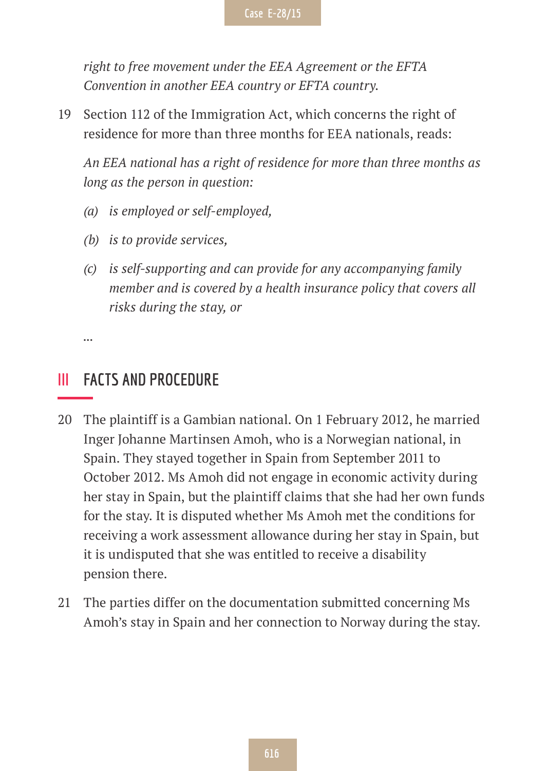*right to free movement under the EEA Agreement or the EFTA Convention in another EEA country or EFTA country.*

19 Section 112 of the Immigration Act, which concerns the right of residence for more than three months for EEA nationals, reads:

*An EEA national has a right of residence for more than three months as long as the person in question:*

*(a) is employed or self-employed,*

*(b) is to provide services,*

*(c) is self-supporting and can provide for any accompanying family member and is covered by a health insurance policy that covers all risks during the stay, or*

…

## III FACTS AND PROCEDURE

20 The plaintiff is a Gambian national. On 1 February 2012, he married Inger Johanne Martinsen Amoh, who is a Norwegian national, in Spain. They stayed together in Spain from September 2011 to October 2012. Ms Amoh did not engage in economic activity during her stay in Spain, but the plaintiff claims that she had her own funds for the stay. It is disputed whether Ms Amoh met the conditions for receiving a work assessment allowance during her stay in Spain, but it is undisputed that she was entitled to receive a disability pension there.

21 The parties differ on the documentation submitted concerning Ms Amoh's stay in Spain and her connection to Norway during the stay.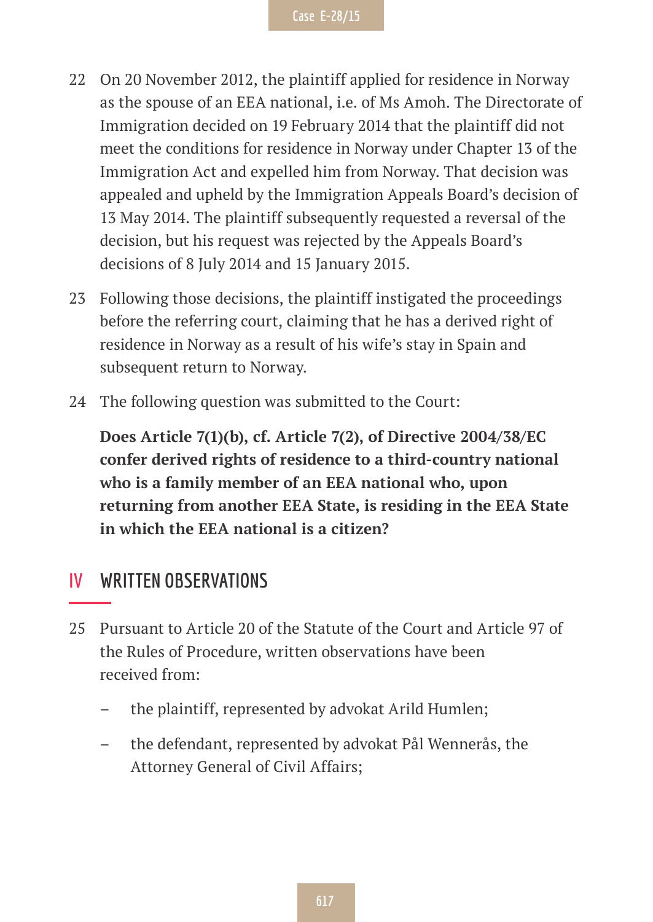22 On 20 November 2012, the plaintiff applied for residence in Norway as the spouse of an EEA national, i.e. of Ms Amoh. The Directorate of Immigration decided on 19 February 2014 that the plaintiff did not meet the conditions for residence in Norway under Chapter 13 of the Immigration Act and expelled him from Norway. That decision was appealed and upheld by the Immigration Appeals Board's decision of 13 May 2014. The plaintiff subsequently requested a reversal of the decision, but his request was rejected by the Appeals Board's decisions of 8 July 2014 and 15 January 2015.

23 Following those decisions, the plaintiff instigated the proceedings before the referring court, claiming that he has a derived right of residence in Norway as a result of his wife's stay in Spain and subsequent return to Norway.

24 The following question was submitted to the Court:

**Does Article 7(1)(b), cf. Article 7(2), of Directive 2004/38/EC confer derived rights of residence to a third-country national who is a family member of an EEA national who, upon returning from another EEA State, is residing in the EEA State in which the EEA national is a citizen?**

## IV WRITTEN OBSERVATIONS

25 Pursuant to Article 20 of the Statute of the Court and Article 97 of the Rules of Procedure, written observations have been received from:

– the plaintiff, represented by advokat Arild Humlen;

– the defendant, represented by advokat Pål Wennerås, the Attorney General of Civil Affairs;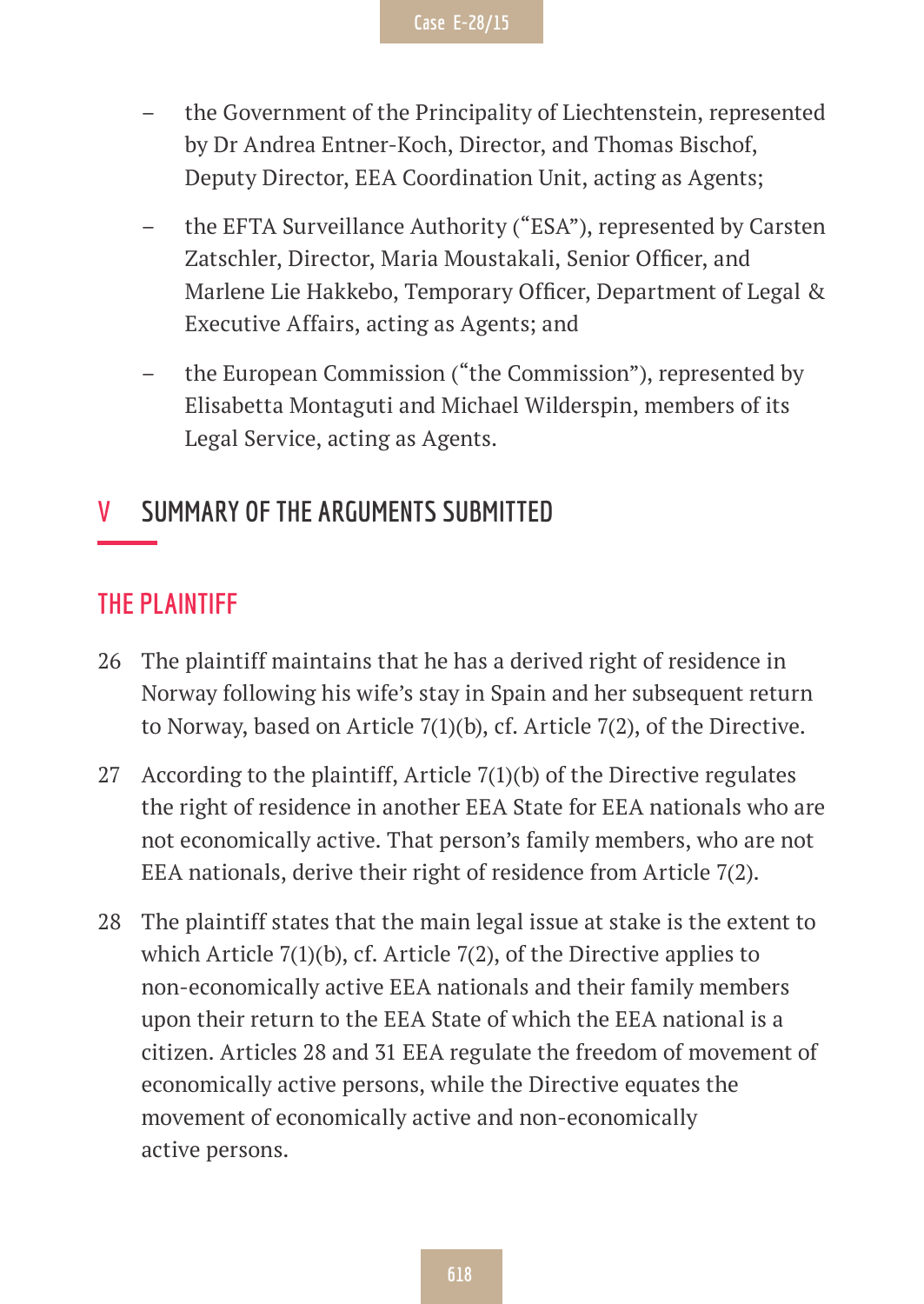- the Government of the Principality of Liechtenstein, represented by Dr Andrea Entner-Koch, Director, and Thomas Bischof, Deputy Director, EEA Coordination Unit, acting as Agents;
- the EFTA Surveillance Authority ("ESA"), represented by Carsten Zatschler, Director, Maria Moustakali, Senior Officer, and Marlene Lie Hakkebo, Temporary Officer, Department of Legal & Executive Affairs, acting as Agents; and
- the European Commission ("the Commission"), represented by Elisabetta Montaguti and Michael Wilderspin, members of its Legal Service, acting as Agents.

## V SUMMARY OF THE ARGUMENTS SUBMITTED

### THE PLAINTIFF

26 The plaintiff maintains that he has a derived right of residence in Norway following his wife's stay in Spain and her subsequent return to Norway, based on Article 7(1)(b), cf. Article 7(2), of the Directive.

27 According to the plaintiff, Article 7(1)(b) of the Directive regulates the right of residence in another EEA State for EEA nationals who are not economically active. That person's family members, who are not EEA nationals, derive their right of residence from Article 7(2).

28 The plaintiff states that the main legal issue at stake is the extent to which Article 7(1)(b), cf. Article 7(2), of the Directive applies to non-economically active EEA nationals and their family members upon their return to the EEA State of which the EEA national is a citizen. Articles 28 and 31 EEA regulate the freedom of movement of economically active persons, while the Directive equates the movement of economically active and non-economically active persons.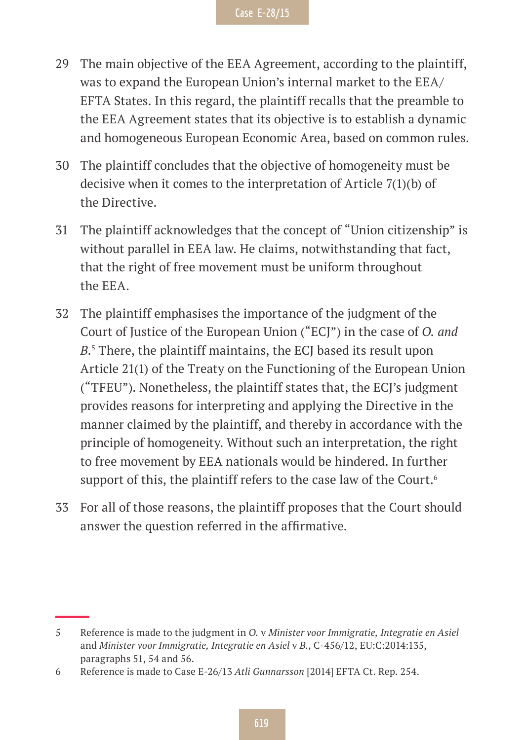29 The main objective of the EEA Agreement, according to the plaintiff, was to expand the European Union's internal market to the EEA/EFTA States. In this regard, the plaintiff recalls that the preamble to the EEA Agreement states that its objective is to establish a dynamic and homogeneous European Economic Area, based on common rules.

30 The plaintiff concludes that the objective of homogeneity must be decisive when it comes to the interpretation of Article 7(1)(b) of the Directive.

31 The plaintiff acknowledges that the concept of "Union citizenship" is without parallel in EEA law. He claims, notwithstanding that fact, that the right of free movement must be uniform throughout the EEA.

32 The plaintiff emphasises the importance of the judgment of the Court of Justice of the European Union ("ECJ") in the case of *O. and B.*[5] There, the plaintiff maintains, the ECJ based its result upon Article 21(1) of the Treaty on the Functioning of the European Union ("TFEU"). Nonetheless, the plaintiff states that, the ECJ's judgment provides reasons for interpreting and applying the Directive in the manner claimed by the plaintiff, and thereby in accordance with the principle of homogeneity. Without such an interpretation, the right to free movement by EEA nationals would be hindered. In further support of this, the plaintiff refers to the case law of the Court.[6]

33 For all of those reasons, the plaintiff proposes that the Court should answer the question referred in the affirmative.

---

5 Reference is made to the judgment in *O.* v *Minister voor Immigratie, Integratie en Asiel* and *Minister voor Immigratie, Integratie en Asiel* v *B.*, C-456/12, EU:C:2014:135, paragraphs 51, 54 and 56.

6 Reference is made to Case E-26/13 *Atli Gunnarsson* [2014] EFTA Ct. Rep. 254.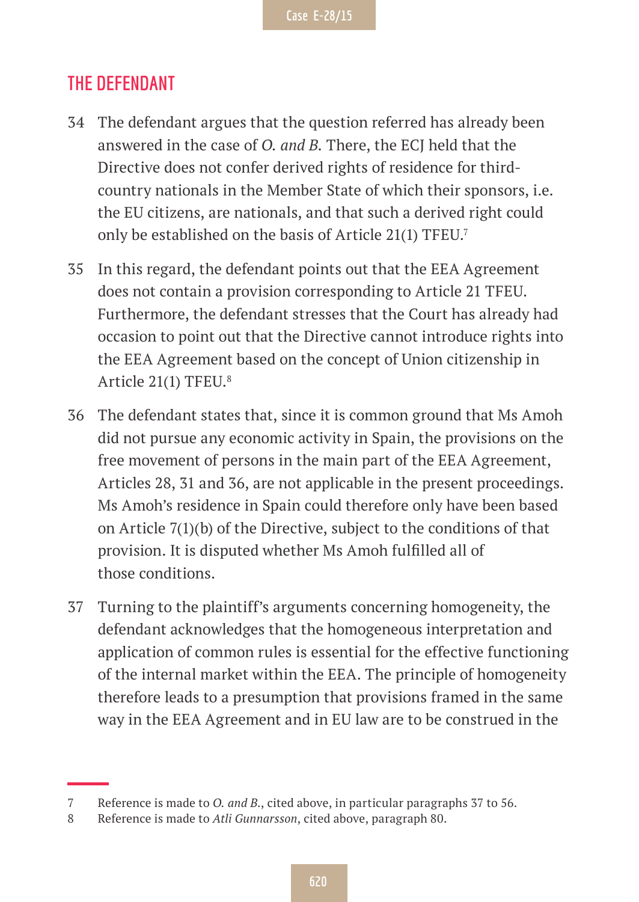## THE DEFENDANT

34 The defendant argues that the question referred has already been answered in the case of *O. and B.* There, the ECJ held that the Directive does not confer derived rights of residence for third-country nationals in the Member State of which their sponsors, i.e. the EU citizens, are nationals, and that such a derived right could only be established on the basis of Article 21(1) TFEU.[7]

35 In this regard, the defendant points out that the EEA Agreement does not contain a provision corresponding to Article 21 TFEU. Furthermore, the defendant stresses that the Court has already had occasion to point out that the Directive cannot introduce rights into the EEA Agreement based on the concept of Union citizenship in Article 21(1) TFEU.[8]

36 The defendant states that, since it is common ground that Ms Amoh did not pursue any economic activity in Spain, the provisions on the free movement of persons in the main part of the EEA Agreement, Articles 28, 31 and 36, are not applicable in the present proceedings. Ms Amoh's residence in Spain could therefore only have been based on Article 7(1)(b) of the Directive, subject to the conditions of that provision. It is disputed whether Ms Amoh fulfilled all of those conditions.

37 Turning to the plaintiff's arguments concerning homogeneity, the defendant acknowledges that the homogeneous interpretation and application of common rules is essential for the effective functioning of the internal market within the EEA. The principle of homogeneity therefore leads to a presumption that provisions framed in the same way in the EEA Agreement and in EU law are to be construed in the

---

7 Reference is made to *O. and B.*, cited above, in particular paragraphs 37 to 56.

8 Reference is made to *Atli Gunnarsson*, cited above, paragraph 80.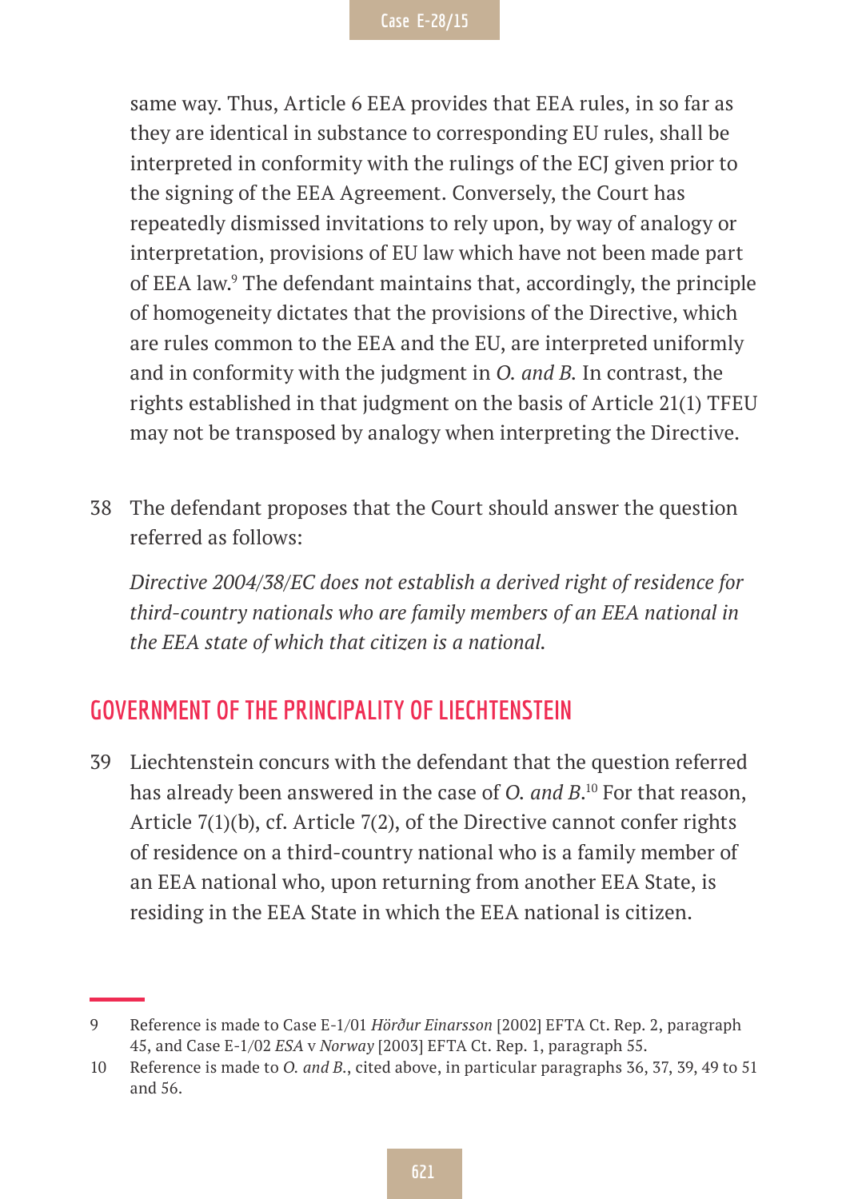same way. Thus, Article 6 EEA provides that EEA rules, in so far as they are identical in substance to corresponding EU rules, shall be interpreted in conformity with the rulings of the ECJ given prior to the signing of the EEA Agreement. Conversely, the Court has repeatedly dismissed invitations to rely upon, by way of analogy or interpretation, provisions of EU law which have not been made part of EEA law.[9] The defendant maintains that, accordingly, the principle of homogeneity dictates that the provisions of the Directive, which are rules common to the EEA and the EU, are interpreted uniformly and in conformity with the judgment in *O. and B.* In contrast, the rights established in that judgment on the basis of Article 21(1) TFEU may not be transposed by analogy when interpreting the Directive.

38 The defendant proposes that the Court should answer the question referred as follows:

*Directive 2004/38/EC does not establish a derived right of residence for third-country nationals who are family members of an EEA national in the EEA state of which that citizen is a national.*

## GOVERNMENT OF THE PRINCIPALITY OF LIECHTENSTEIN

39 Liechtenstein concurs with the defendant that the question referred has already been answered in the case of *O. and B.*[10] For that reason, Article 7(1)(b), cf. Article 7(2), of the Directive cannot confer rights of residence on a third-country national who is a family member of an EEA national who, upon returning from another EEA State, is residing in the EEA State in which the EEA national is citizen.

---

9 Reference is made to Case E-1/01 *Hörður Einarsson* [2002] EFTA Ct. Rep. 2, paragraph 45, and Case E-1/02 *ESA* v *Norway* [2003] EFTA Ct. Rep. 1, paragraph 55.

10 Reference is made to *O. and B.*, cited above, in particular paragraphs 36, 37, 39, 49 to 51 and 56.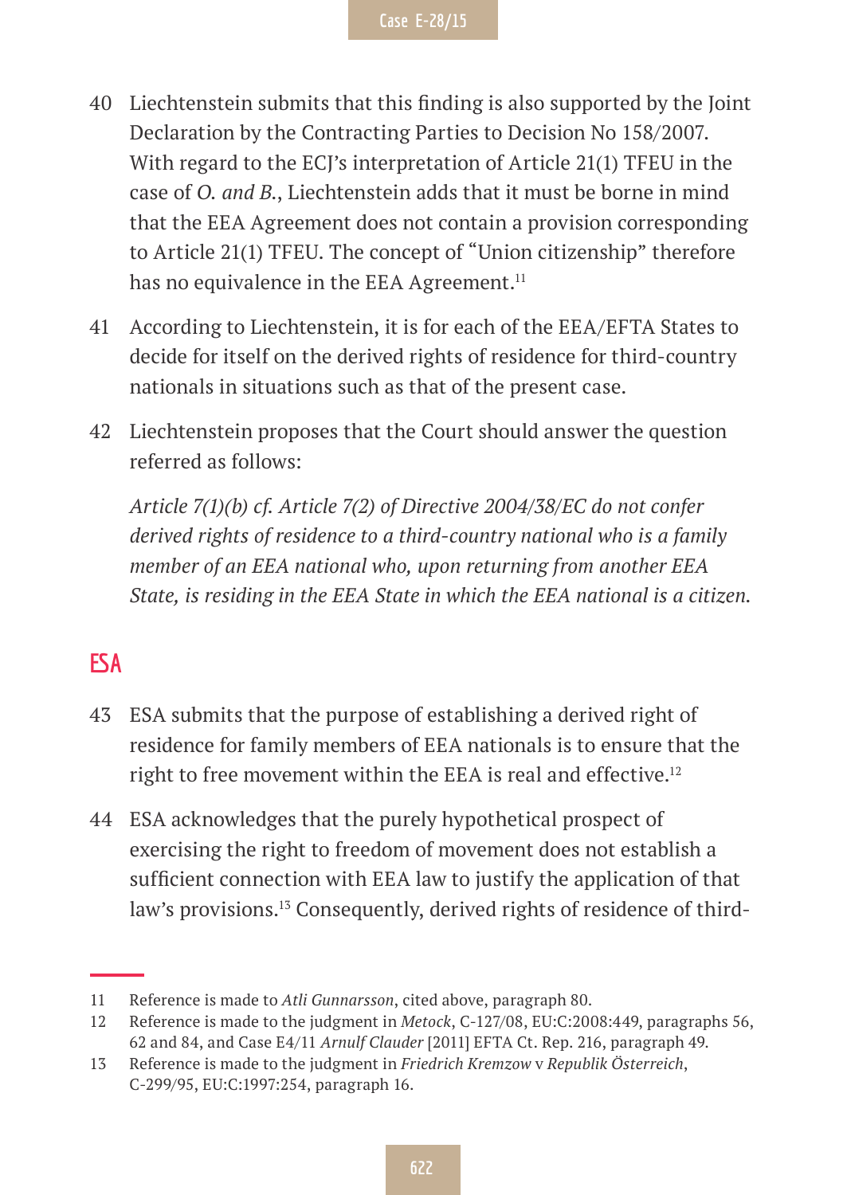40 Liechtenstein submits that this finding is also supported by the Joint Declaration by the Contracting Parties to Decision No 158/2007. With regard to the ECJ's interpretation of Article 21(1) TFEU in the case of *O. and B.*, Liechtenstein adds that it must be borne in mind that the EEA Agreement does not contain a provision corresponding to Article 21(1) TFEU. The concept of "Union citizenship" therefore has no equivalence in the EEA Agreement.[11]

41 According to Liechtenstein, it is for each of the EEA/EFTA States to decide for itself on the derived rights of residence for third-country nationals in situations such as that of the present case.

42 Liechtenstein proposes that the Court should answer the question referred as follows:

*Article 7(1)(b) cf. Article 7(2) of Directive 2004/38/EC do not confer derived rights of residence to a third-country national who is a family member of an EEA national who, upon returning from another EEA State, is residing in the EEA State in which the EEA national is a citizen.*

## ESA

43 ESA submits that the purpose of establishing a derived right of residence for family members of EEA nationals is to ensure that the right to free movement within the EEA is real and effective.[12]

44 ESA acknowledges that the purely hypothetical prospect of exercising the right to freedom of movement does not establish a sufficient connection with EEA law to justify the application of that law's provisions.[13] Consequently, derived rights of residence of third-

---

11 Reference is made to *Atli Gunnarsson*, cited above, paragraph 80.

12 Reference is made to the judgment in *Metock*, C-127/08, EU:C:2008:449, paragraphs 56, 62 and 84, and Case E4/11 *Arnulf Clauder* [2011] EFTA Ct. Rep. 216, paragraph 49.

13 Reference is made to the judgment in *Friedrich Kremzow* v *Republik Österreich*, C-299/95, EU:C:1997:254, paragraph 16.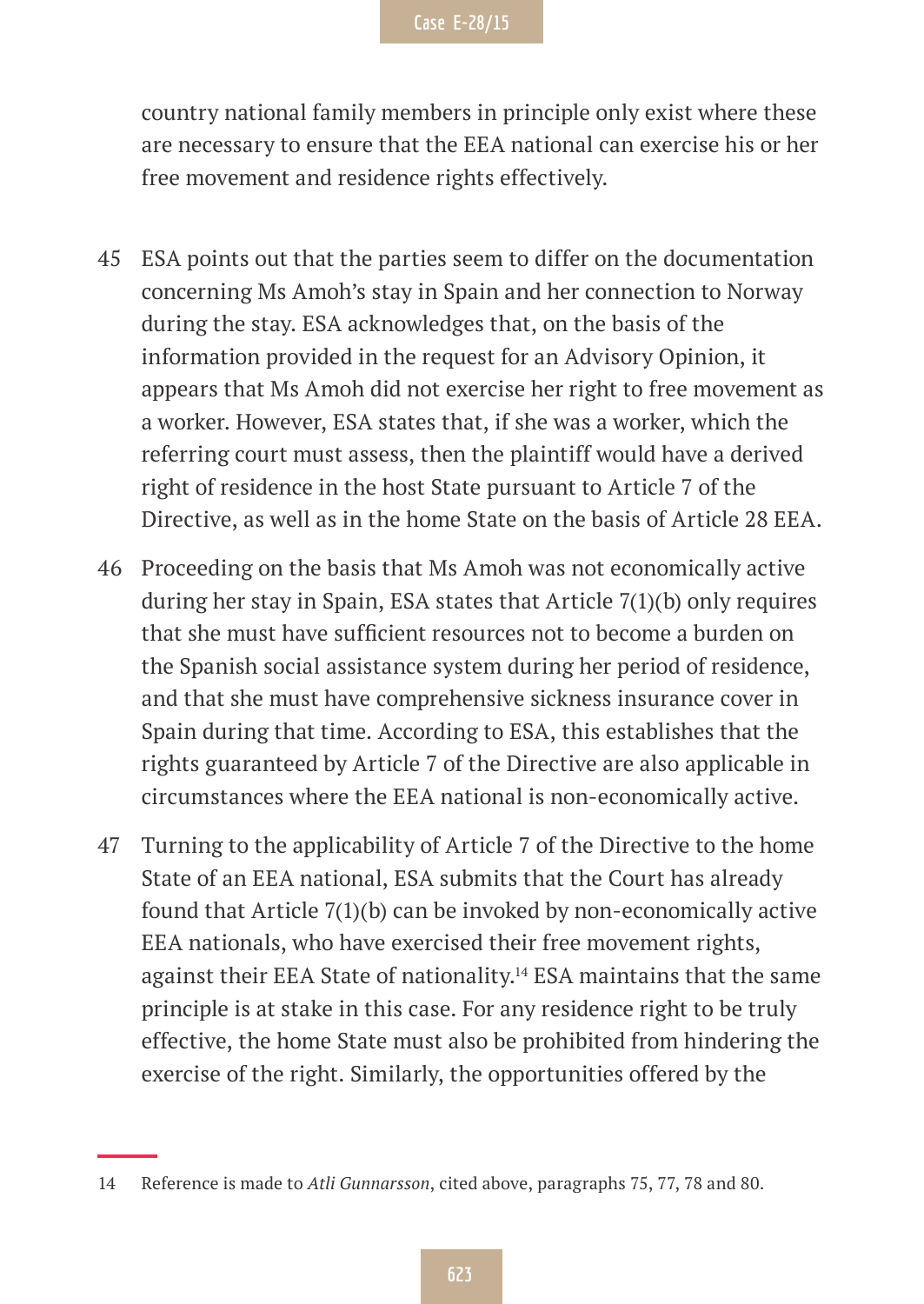country national family members in principle only exist where these are necessary to ensure that the EEA national can exercise his or her free movement and residence rights effectively.

45 ESA points out that the parties seem to differ on the documentation concerning Ms Amoh's stay in Spain and her connection to Norway during the stay. ESA acknowledges that, on the basis of the information provided in the request for an Advisory Opinion, it appears that Ms Amoh did not exercise her right to free movement as a worker. However, ESA states that, if she was a worker, which the referring court must assess, then the plaintiff would have a derived right of residence in the host State pursuant to Article 7 of the Directive, as well as in the home State on the basis of Article 28 EEA.

46 Proceeding on the basis that Ms Amoh was not economically active during her stay in Spain, ESA states that Article 7(1)(b) only requires that she must have sufficient resources not to become a burden on the Spanish social assistance system during her period of residence, and that she must have comprehensive sickness insurance cover in Spain during that time. According to ESA, this establishes that the rights guaranteed by Article 7 of the Directive are also applicable in circumstances where the EEA national is non-economically active.

47 Turning to the applicability of Article 7 of the Directive to the home State of an EEA national, ESA submits that the Court has already found that Article 7(1)(b) can be invoked by non-economically active EEA nationals, who have exercised their free movement rights, against their EEA State of nationality.[14] ESA maintains that the same principle is at stake in this case. For any residence right to be truly effective, the home State must also be prohibited from hindering the exercise of the right. Similarly, the opportunities offered by the

---

14 Reference is made to *Atli Gunnarsson*, cited above, paragraphs 75, 77, 78 and 80.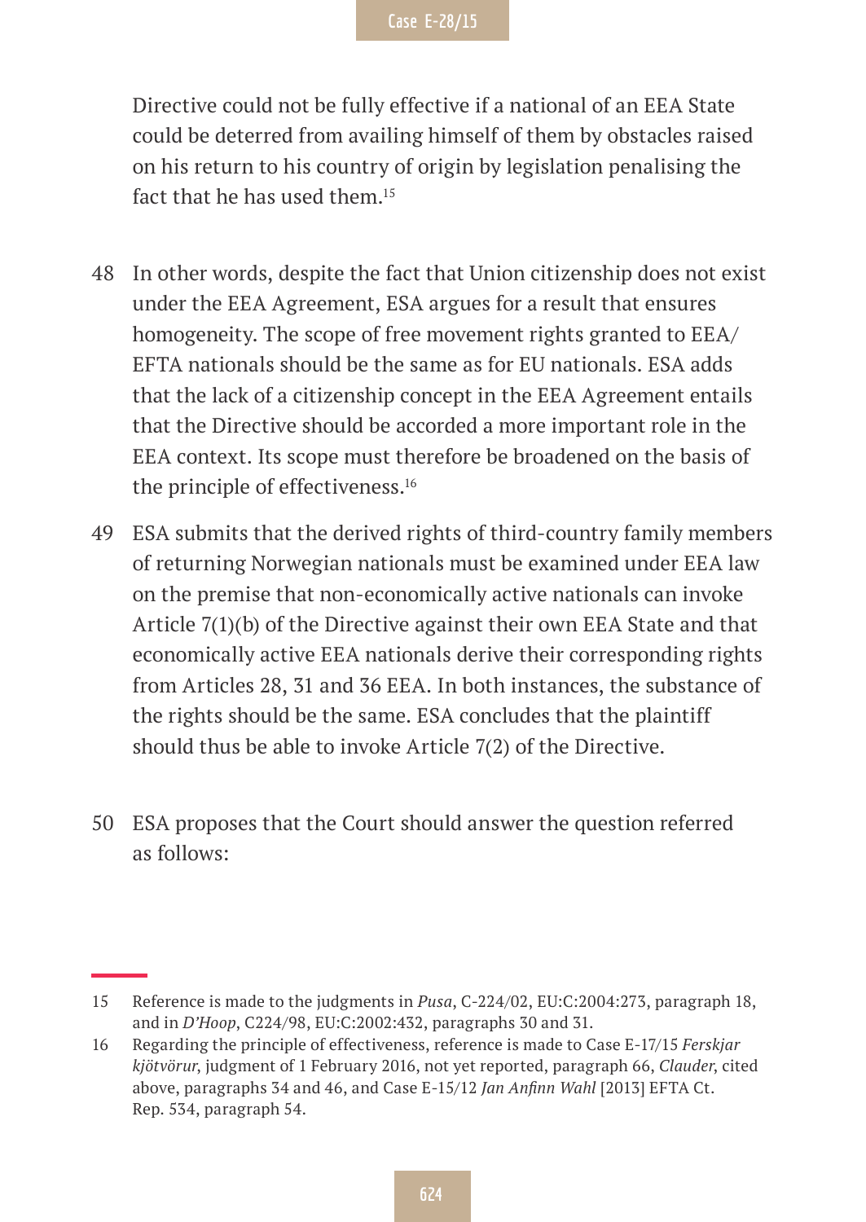Directive could not be fully effective if a national of an EEA State could be deterred from availing himself of them by obstacles raised on his return to his country of origin by legislation penalising the fact that he has used them.[15]

48 In other words, despite the fact that Union citizenship does not exist under the EEA Agreement, ESA argues for a result that ensures homogeneity. The scope of free movement rights granted to EEA/EFTA nationals should be the same as for EU nationals. ESA adds that the lack of a citizenship concept in the EEA Agreement entails that the Directive should be accorded a more important role in the EEA context. Its scope must therefore be broadened on the basis of the principle of effectiveness.[16]

49 ESA submits that the derived rights of third-country family members of returning Norwegian nationals must be examined under EEA law on the premise that non-economically active nationals can invoke Article 7(1)(b) of the Directive against their own EEA State and that economically active EEA nationals derive their corresponding rights from Articles 28, 31 and 36 EEA. In both instances, the substance of the rights should be the same. ESA concludes that the plaintiff should thus be able to invoke Article 7(2) of the Directive.

50 ESA proposes that the Court should answer the question referred as follows:

---

15 Reference is made to the judgments in *Pusa*, C-224/02, EU:C:2004:273, paragraph 18, and in *D'Hoop*, C224/98, EU:C:2002:432, paragraphs 30 and 31.

16 Regarding the principle of effectiveness, reference is made to Case E-17/15 *Ferskjar kjötvörur*, judgment of 1 February 2016, not yet reported, paragraph 66, *Clauder*, cited above, paragraphs 34 and 46, and Case E-15/12 *Jan Anfinn Wahl* [2013] EFTA Ct. Rep. 534, paragraph 54.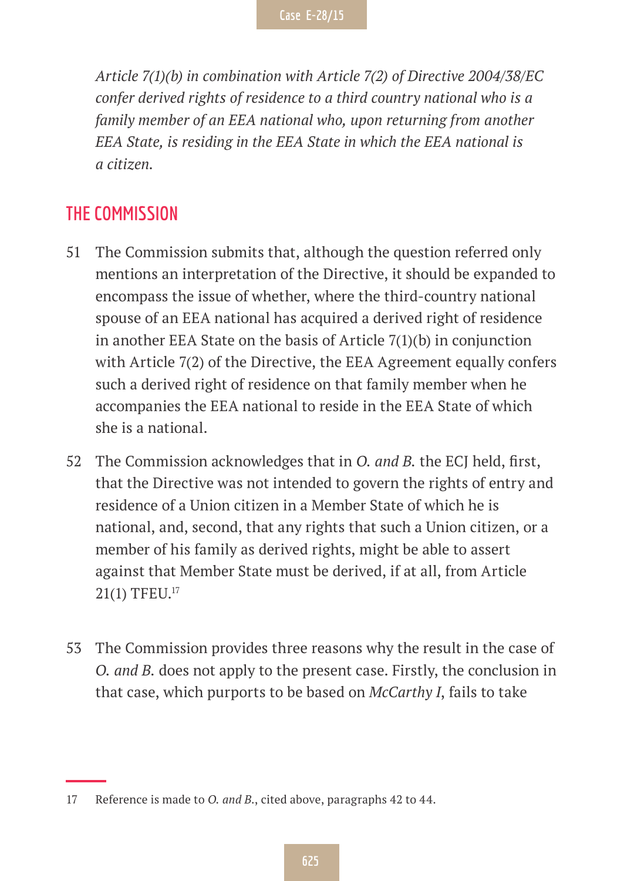*Article 7(1)(b) in combination with Article 7(2) of Directive 2004/38/EC confer derived rights of residence to a third country national who is a family member of an EEA national who, upon returning from another EEA State, is residing in the EEA State in which the EEA national is a citizen.*

## THE COMMISSION

51 The Commission submits that, although the question referred only mentions an interpretation of the Directive, it should be expanded to encompass the issue of whether, where the third-country national spouse of an EEA national has acquired a derived right of residence in another EEA State on the basis of Article 7(1)(b) in conjunction with Article 7(2) of the Directive, the EEA Agreement equally confers such a derived right of residence on that family member when he accompanies the EEA national to reside in the EEA State of which she is a national.

52 The Commission acknowledges that in *O. and B.* the ECJ held, first, that the Directive was not intended to govern the rights of entry and residence of a Union citizen in a Member State of which he is national, and, second, that any rights that such a Union citizen, or a member of his family as derived rights, might be able to assert against that Member State must be derived, if at all, from Article 21(1) TFEU.[17]

53 The Commission provides three reasons why the result in the case of *O. and B.* does not apply to the present case. Firstly, the conclusion in that case, which purports to be based on *McCarthy I*, fails to take

---

17 Reference is made to *O. and B.*, cited above, paragraphs 42 to 44.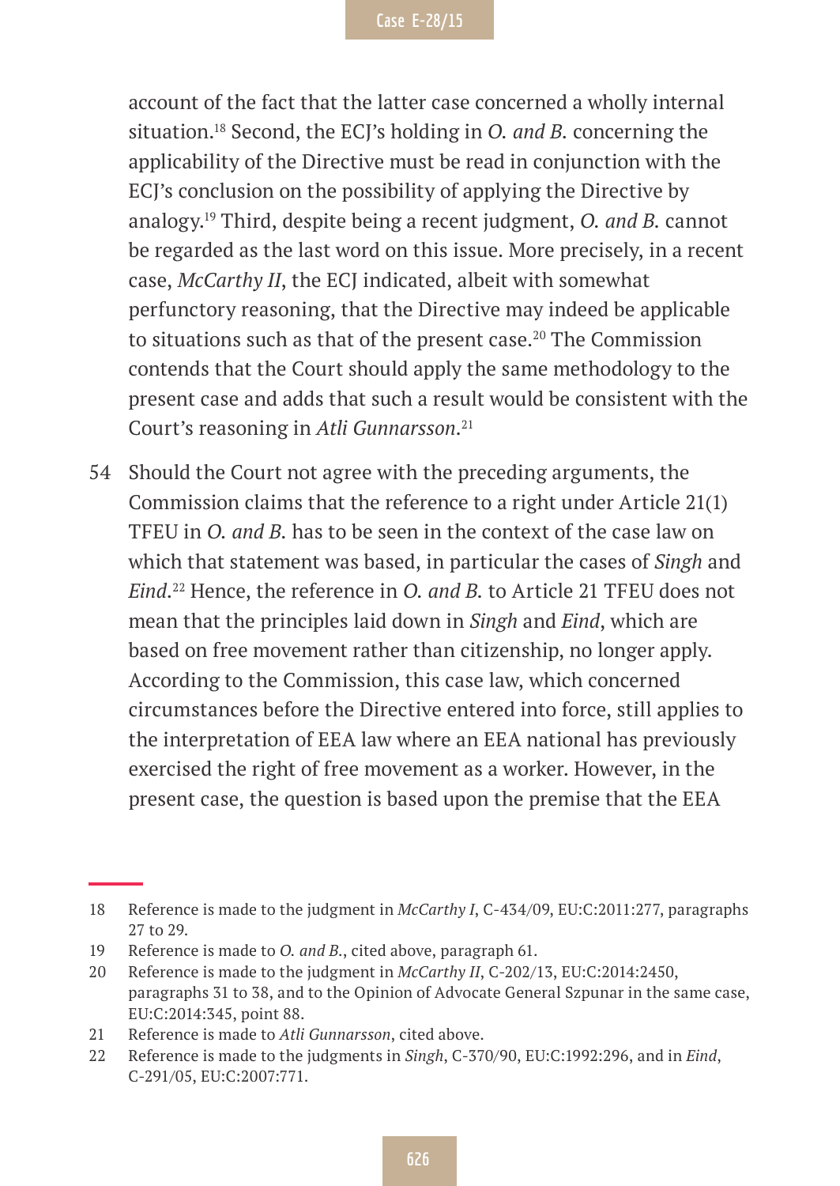account of the fact that the latter case concerned a wholly internal situation.[18] Second, the ECJ's holding in *O. and B.* concerning the applicability of the Directive must be read in conjunction with the ECJ's conclusion on the possibility of applying the Directive by analogy.[19] Third, despite being a recent judgment, *O. and B.* cannot be regarded as the last word on this issue. More precisely, in a recent case, *McCarthy II*, the ECJ indicated, albeit with somewhat perfunctory reasoning, that the Directive may indeed be applicable to situations such as that of the present case.[20] The Commission contends that the Court should apply the same methodology to the present case and adds that such a result would be consistent with the Court's reasoning in *Atli Gunnarsson*.[21]

54 Should the Court not agree with the preceding arguments, the Commission claims that the reference to a right under Article 21(1) TFEU in *O. and B.* has to be seen in the context of the case law on which that statement was based, in particular the cases of *Singh* and *Eind*.[22] Hence, the reference in *O. and B.* to Article 21 TFEU does not mean that the principles laid down in *Singh* and *Eind*, which are based on free movement rather than citizenship, no longer apply. According to the Commission, this case law, which concerned circumstances before the Directive entered into force, still applies to the interpretation of EEA law where an EEA national has previously exercised the right of free movement as a worker. However, in the present case, the question is based upon the premise that the EEA

---

18 Reference is made to the judgment in *McCarthy I*, C-434/09, EU:C:2011:277, paragraphs 27 to 29.

19 Reference is made to *O. and B.*, cited above, paragraph 61.

20 Reference is made to the judgment in *McCarthy II*, C-202/13, EU:C:2014:2450, paragraphs 31 to 38, and to the Opinion of Advocate General Szpunar in the same case, EU:C:2014:345, point 88.

21 Reference is made to *Atli Gunnarsson*, cited above.

22 Reference is made to the judgments in *Singh*, C-370/90, EU:C:1992:296, and in *Eind*, C-291/05, EU:C:2007:771.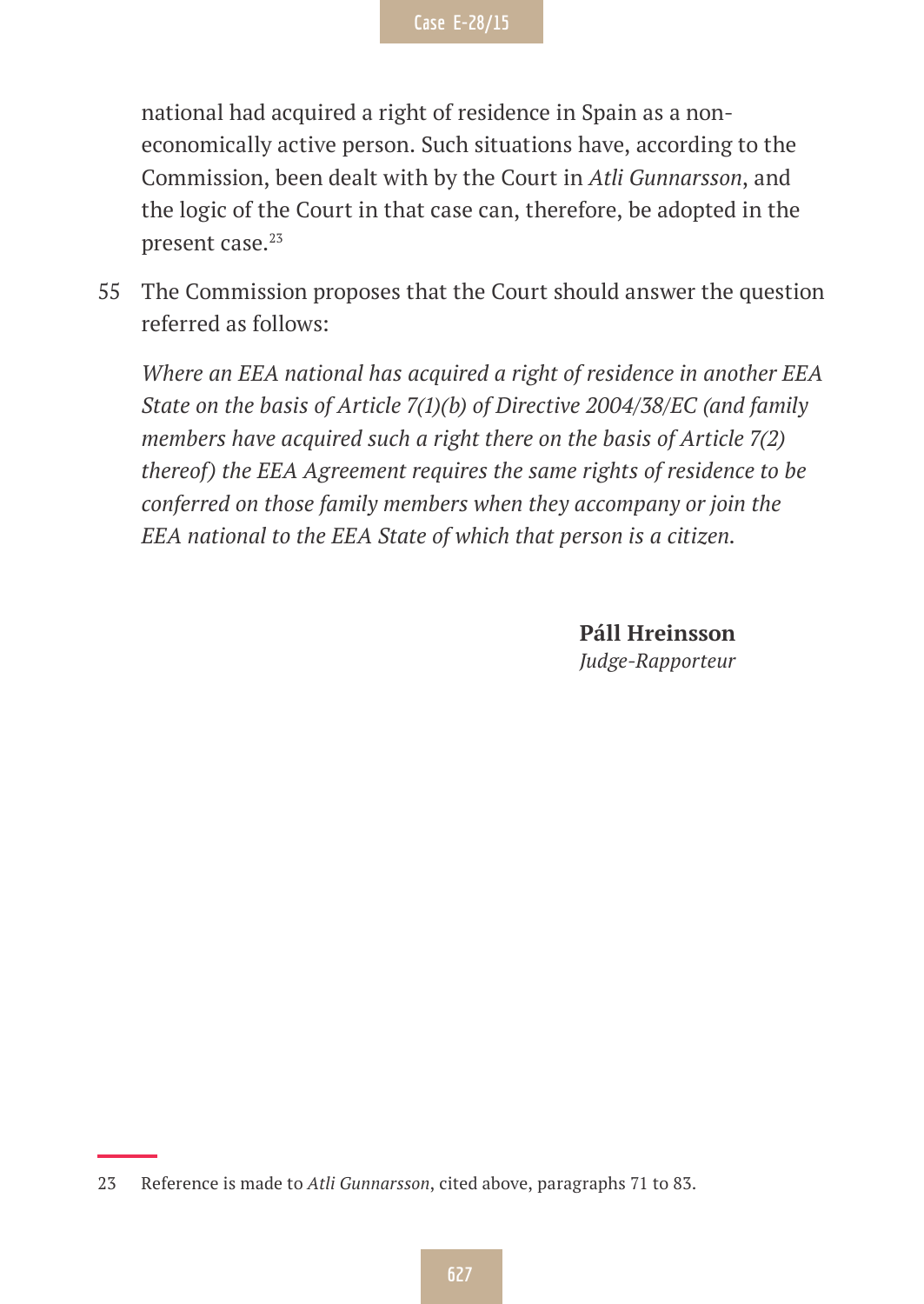national had acquired a right of residence in Spain as a non-economically active person. Such situations have, according to the Commission, been dealt with by the Court in *Atli Gunnarsson*, and the logic of the Court in that case can, therefore, be adopted in the present case.[23]

55 The Commission proposes that the Court should answer the question referred as follows:

*Where an EEA national has acquired a right of residence in another EEA State on the basis of Article 7(1)(b) of Directive 2004/38/EC (and family members have acquired such a right there on the basis of Article 7(2) thereof) the EEA Agreement requires the same rights of residence to be conferred on those family members when they accompany or join the EEA national to the EEA State of which that person is a citizen.*

**Páll Hreinsson**
*Judge-Rapporteur*

---

23 Reference is made to *Atli Gunnarsson*, cited above, paragraphs 71 to 83.